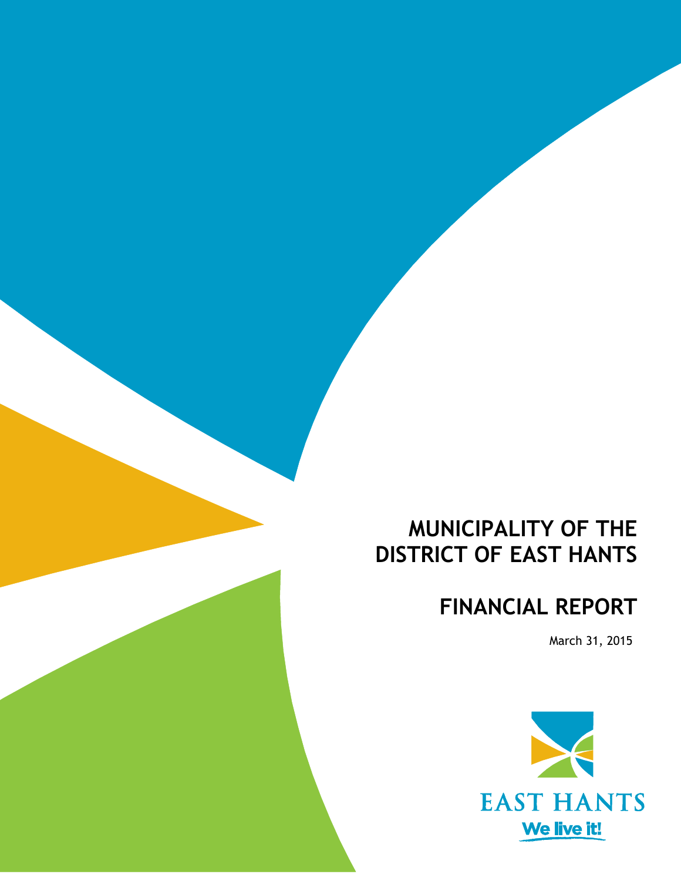# MUNICIPALITY OF THE DISTRICT OF EAST HANTS

# FINANCIAL REPORT

March 31, 2015

EAST HANTS

We live it!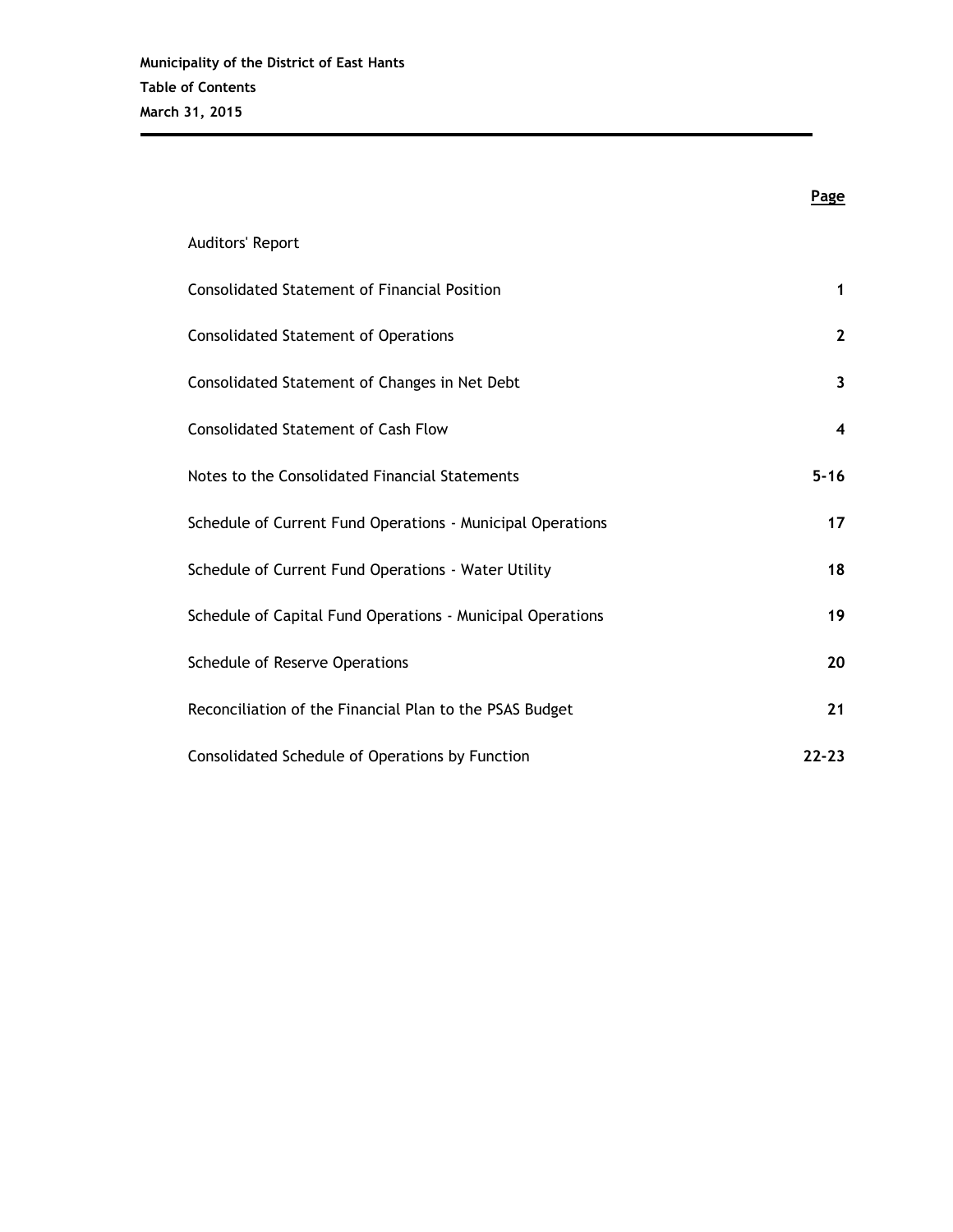**Municipality of the District of East Hants**

**Table of Contents**

**March 31, 2015**

| | Page |
|---|---|
| Auditors' Report | |
| Consolidated Statement of Financial Position | 1 |
| Consolidated Statement of Operations | 2 |
| Consolidated Statement of Changes in Net Debt | 3 |
| Consolidated Statement of Cash Flow | 4 |
| Notes to the Consolidated Financial Statements | 5-16 |
| Schedule of Current Fund Operations - Municipal Operations | 17 |
| Schedule of Current Fund Operations - Water Utility | 18 |
| Schedule of Capital Fund Operations - Municipal Operations | 19 |
| Schedule of Reserve Operations | 20 |
| Reconciliation of the Financial Plan to the PSAS Budget | 21 |
| Consolidated Schedule of Operations by Function | 22-23 |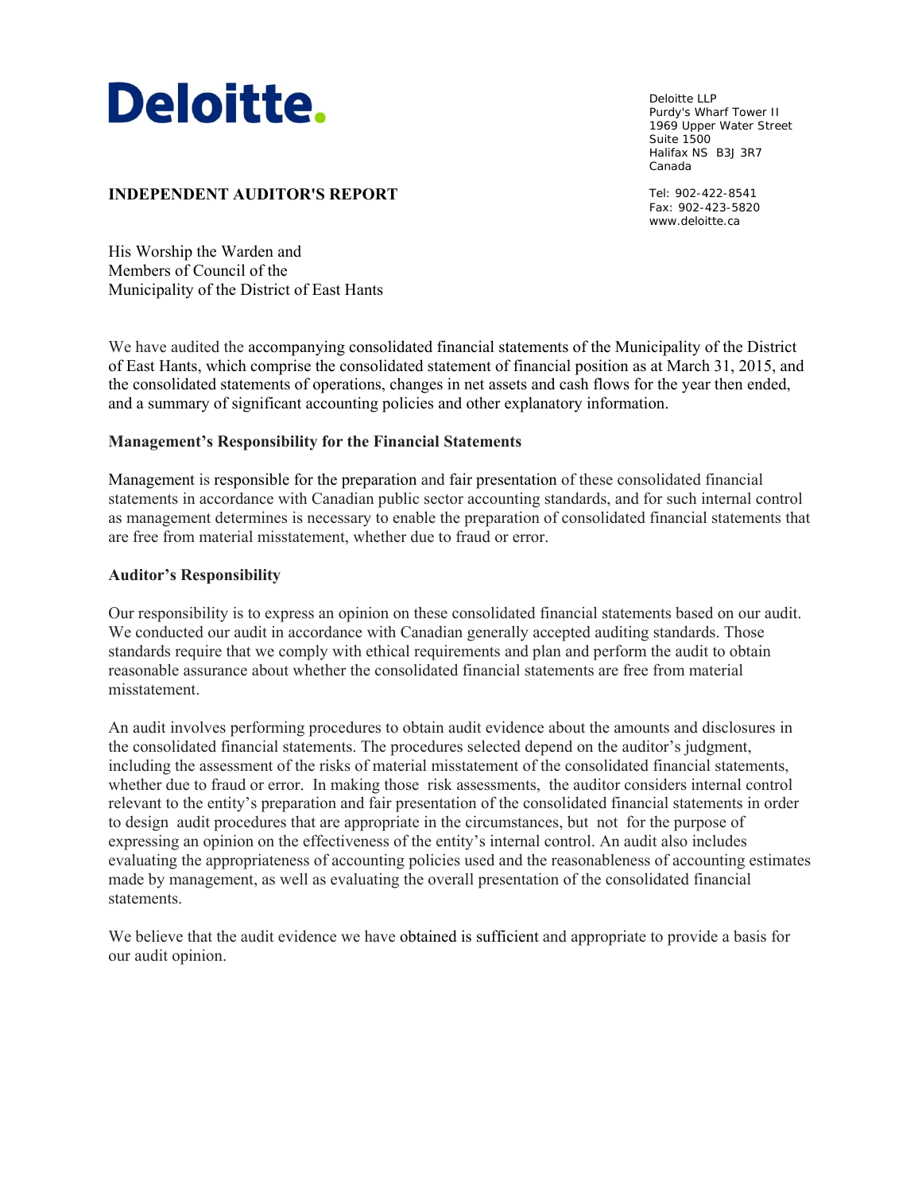# Deloitte.

Deloitte LLP
Purdy's Wharf Tower II
1969 Upper Water Street
Suite 1500
Halifax NS B3J 3R7
Canada

Tel: 902-422-8541
Fax: 902-423-5820
www.deloitte.ca

## INDEPENDENT AUDITOR'S REPORT

His Worship the Warden and
Members of Council of the
Municipality of the District of East Hants

We have audited the accompanying consolidated financial statements of the Municipality of the District of East Hants, which comprise the consolidated statement of financial position as at March 31, 2015, and the consolidated statements of operations, changes in net assets and cash flows for the year then ended, and a summary of significant accounting policies and other explanatory information.

### Management's Responsibility for the Financial Statements

Management is responsible for the preparation and fair presentation of these consolidated financial statements in accordance with Canadian public sector accounting standards, and for such internal control as management determines is necessary to enable the preparation of consolidated financial statements that are free from material misstatement, whether due to fraud or error.

### Auditor's Responsibility

Our responsibility is to express an opinion on these consolidated financial statements based on our audit. We conducted our audit in accordance with Canadian generally accepted auditing standards. Those standards require that we comply with ethical requirements and plan and perform the audit to obtain reasonable assurance about whether the consolidated financial statements are free from material misstatement.

An audit involves performing procedures to obtain audit evidence about the amounts and disclosures in the consolidated financial statements. The procedures selected depend on the auditor's judgment, including the assessment of the risks of material misstatement of the consolidated financial statements, whether due to fraud or error. In making those risk assessments, the auditor considers internal control relevant to the entity's preparation and fair presentation of the consolidated financial statements in order to design audit procedures that are appropriate in the circumstances, but not for the purpose of expressing an opinion on the effectiveness of the entity's internal control. An audit also includes evaluating the appropriateness of accounting policies used and the reasonableness of accounting estimates made by management, as well as evaluating the overall presentation of the consolidated financial statements.

We believe that the audit evidence we have obtained is sufficient and appropriate to provide a basis for our audit opinion.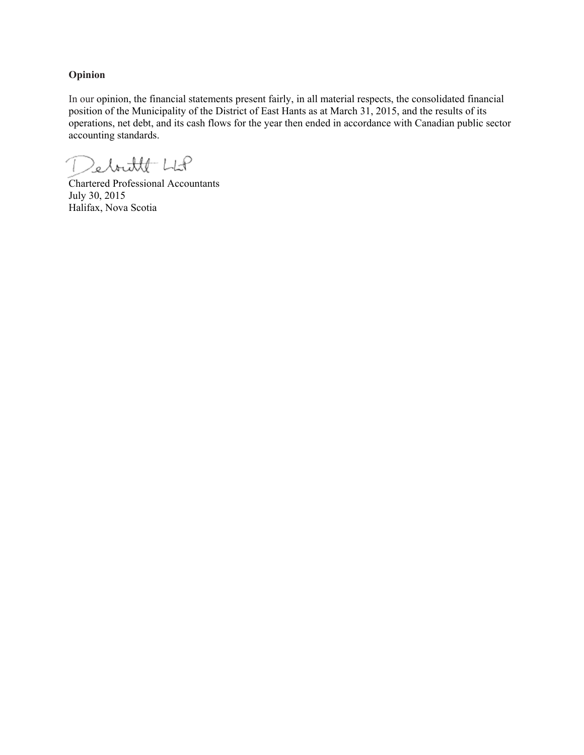**Opinion**

In our opinion, the financial statements present fairly, in all material respects, the consolidated financial position of the Municipality of the District of East Hants as at March 31, 2015, and the results of its operations, net debt, and its cash flows for the year then ended in accordance with Canadian public sector accounting standards.

Deloitte LLP

Chartered Professional Accountants
July 30, 2015
Halifax, Nova Scotia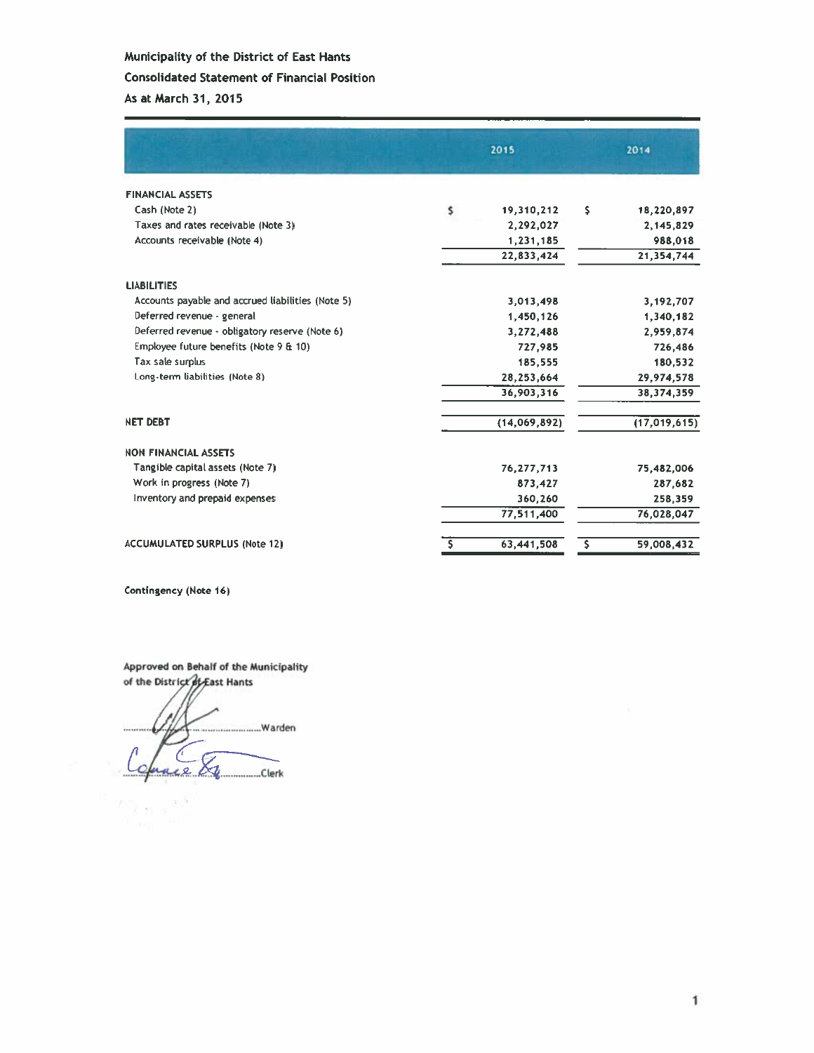# Municipality of the District of East Hants

## Consolidated Statement of Financial Position

### As at March 31, 2015

| | 2015 | 2014 |
|---|---|---|
| **FINANCIAL ASSETS** | | |
| Cash (Note 2) | $ 19,310,212 | $ 18,220,897 |
| Taxes and rates receivable (Note 3) | 2,292,027 | 2,145,829 |
| Accounts receivable (Note 4) | 1,231,185 | 988,018 |
| | 22,833,424 | 21,354,744 |
| **LIABILITIES** | | |
| Accounts payable and accrued liabilities (Note 5) | 3,013,498 | 3,192,707 |
| Deferred revenue - general | 1,450,126 | 1,340,182 |
| Deferred revenue - obligatory reserve (Note 6) | 3,272,488 | 2,959,874 |
| Employee future benefits (Note 9 & 10) | 727,985 | 726,486 |
| Tax sale surplus | 185,555 | 180,532 |
| Long-term liabilities (Note 8) | 28,253,664 | 29,974,578 |
| | 36,903,316 | 38,374,359 |
| **NET DEBT** | (14,069,892) | (17,019,615) |
| **NON FINANCIAL ASSETS** | | |
| Tangible capital assets (Note 7) | 76,277,713 | 75,482,006 |
| Work in progress (Note 7) | 873,427 | 287,682 |
| Inventory and prepaid expenses | 360,260 | 258,359 |
| | 77,511,400 | 76,028,047 |
| **ACCUMULATED SURPLUS (Note 12)** | $ 63,441,508 | $ 59,008,432 |

**Contingency (Note 16)**

**Approved on Behalf of the Municipality of the District of East Hants**

.......................................Warden

.......................................Clerk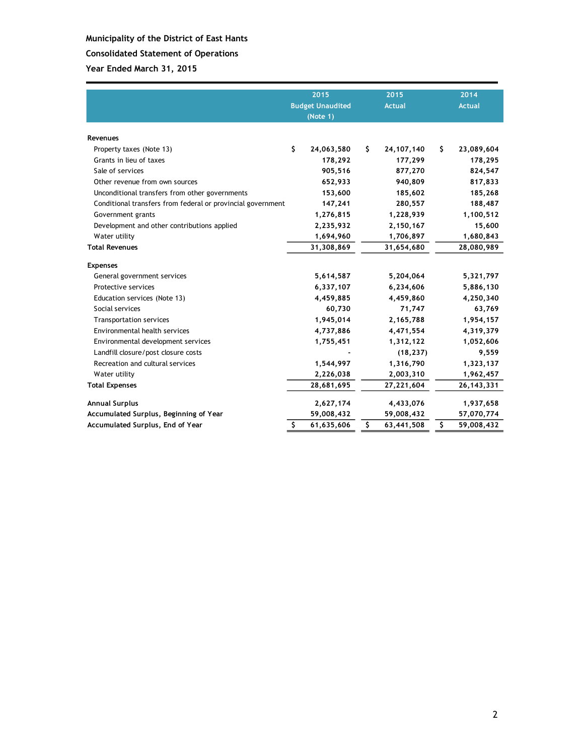**Municipality of the District of East Hants**

**Consolidated Statement of Operations**

**Year Ended March 31, 2015**

| | 2015 Budget Unaudited (Note 1) | 2015 Actual | 2014 Actual |
|---|---|---|---|
| **Revenues** | | | |
| Property taxes (Note 13) | $ 24,063,580 | $ 24,107,140 | $ 23,089,604 |
| Grants in lieu of taxes | 178,292 | 177,299 | 178,295 |
| Sale of services | 905,516 | 877,270 | 824,547 |
| Other revenue from own sources | 652,933 | 940,809 | 817,833 |
| Unconditional transfers from other governments | 153,600 | 185,602 | 185,268 |
| Conditional transfers from federal or provincial government | 147,241 | 280,557 | 188,487 |
| Government grants | 1,276,815 | 1,228,939 | 1,100,512 |
| Development and other contributions applied | 2,235,932 | 2,150,167 | 15,600 |
| Water utility | 1,694,960 | 1,706,897 | 1,680,843 |
| **Total Revenues** | 31,308,869 | 31,654,680 | 28,080,989 |
| **Expenses** | | | |
| General government services | 5,614,587 | 5,204,064 | 5,321,797 |
| Protective services | 6,337,107 | 6,234,606 | 5,886,130 |
| Education services (Note 13) | 4,459,885 | 4,459,860 | 4,250,340 |
| Social services | 60,730 | 71,747 | 63,769 |
| Transportation services | 1,945,014 | 2,165,788 | 1,954,157 |
| Environmental health services | 4,737,886 | 4,471,554 | 4,319,379 |
| Environmental development services | 1,755,451 | 1,312,122 | 1,052,606 |
| Landfill closure/post closure costs | - | (18,237) | 9,559 |
| Recreation and cultural services | 1,544,997 | 1,316,790 | 1,323,137 |
| Water utility | 2,226,038 | 2,003,310 | 1,962,457 |
| **Total Expenses** | 28,681,695 | 27,221,604 | 26,143,331 |
| **Annual Surplus** | 2,627,174 | 4,433,076 | 1,937,658 |
| **Accumulated Surplus, Beginning of Year** | 59,008,432 | 59,008,432 | 57,070,774 |
| **Accumulated Surplus, End of Year** | $ 61,635,606 | $ 63,441,508 | $ 59,008,432 |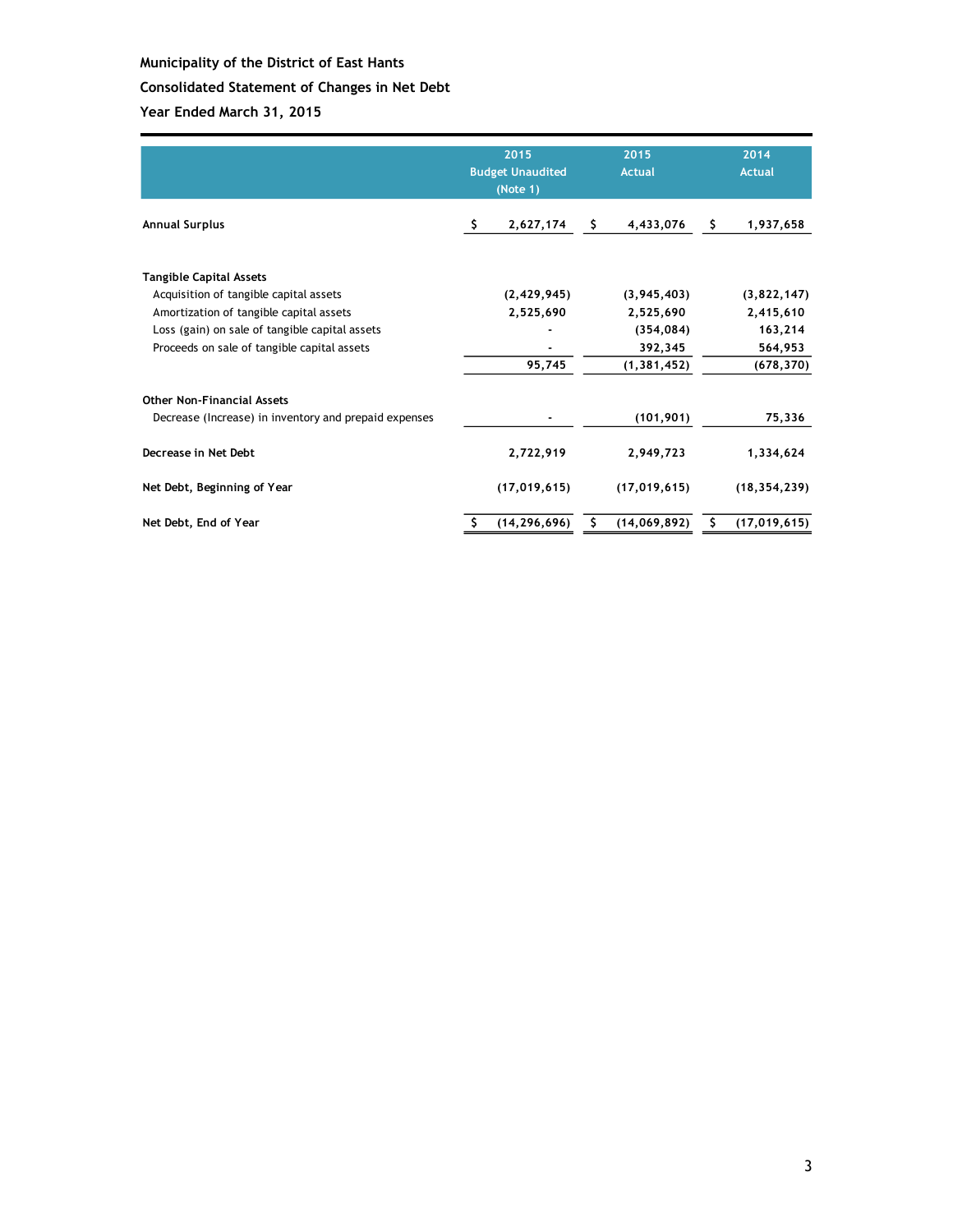**Municipality of the District of East Hants**

**Consolidated Statement of Changes in Net Debt**

**Year Ended March 31, 2015**

| | 2015 Budget Unaudited (Note 1) | 2015 Actual | 2014 Actual |
|---|---|---|---|
| **Annual Surplus** | $ 2,627,174 | $ 4,433,076 | $ 1,937,658 |
| | | | |
| **Tangible Capital Assets** | | | |
| Acquisition of tangible capital assets | (2,429,945) | (3,945,403) | (3,822,147) |
| Amortization of tangible capital assets | 2,525,690 | 2,525,690 | 2,415,610 |
| Loss (gain) on sale of tangible capital assets | - | (354,084) | 163,214 |
| Proceeds on sale of tangible capital assets | - | 392,345 | 564,953 |
| | 95,745 | (1,381,452) | (678,370) |
| | | | |
| **Other Non-Financial Assets** | | | |
| Decrease (Increase) in inventory and prepaid expenses | - | (101,901) | 75,336 |
| | | | |
| **Decrease in Net Debt** | 2,722,919 | 2,949,723 | 1,334,624 |
| | | | |
| **Net Debt, Beginning of Year** | (17,019,615) | (17,019,615) | (18,354,239) |
| | | | |
| **Net Debt, End of Year** | $ (14,296,696) | $ (14,069,892) | $ (17,019,615) |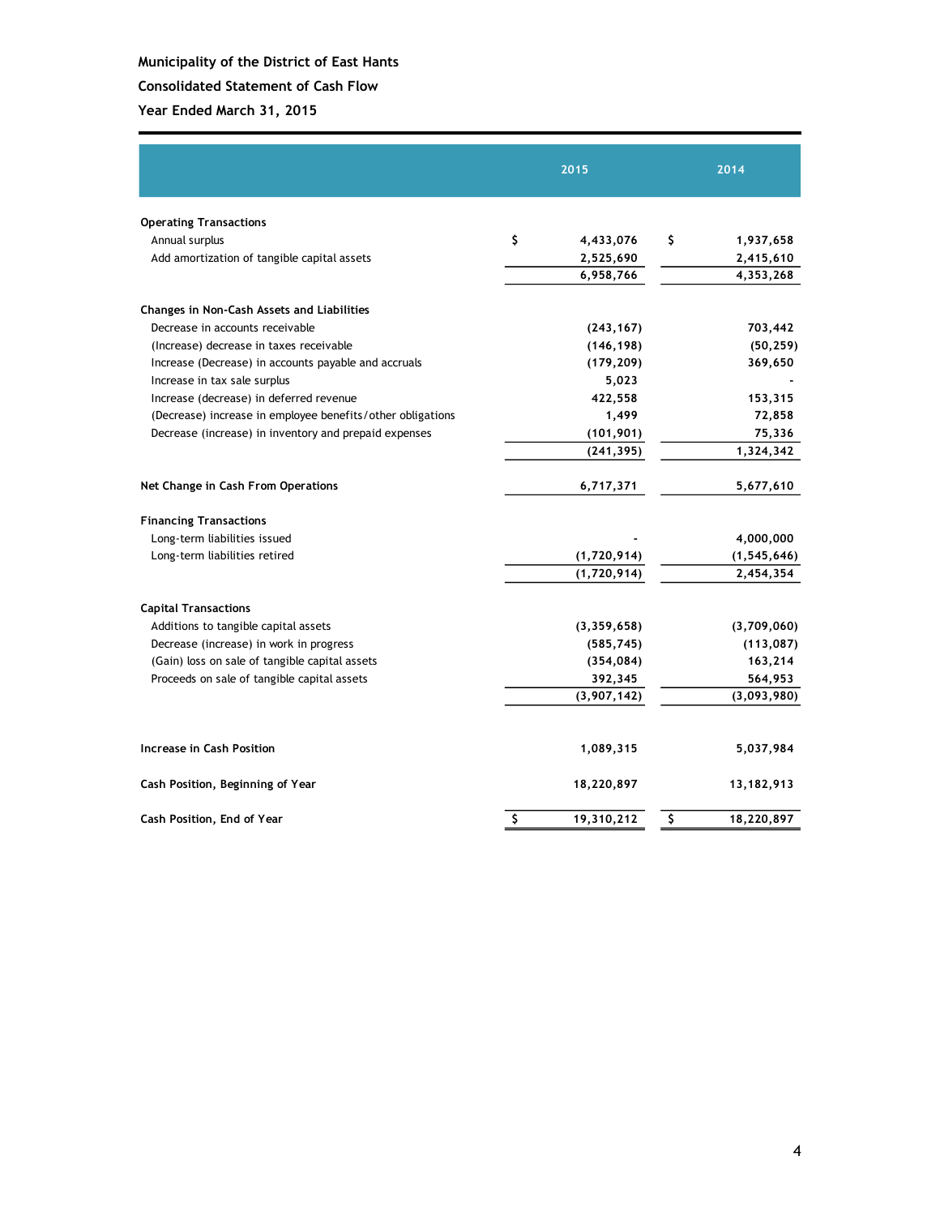**Municipality of the District of East Hants**

**Consolidated Statement of Cash Flow**

**Year Ended March 31, 2015**

| | 2015 | 2014 |
|---|---|---|
| **Operating Transactions** | | |
| Annual surplus | $ 4,433,076 | $ 1,937,658 |
| Add amortization of tangible capital assets | 2,525,690 | 2,415,610 |
| | 6,958,766 | 4,353,268 |
| **Changes in Non-Cash Assets and Liabilities** | | |
| Decrease in accounts receivable | (243,167) | 703,442 |
| (Increase) decrease in taxes receivable | (146,198) | (50,259) |
| Increase (Decrease) in accounts payable and accruals | (179,209) | 369,650 |
| Increase in tax sale surplus | 5,023 | - |
| Increase (decrease) in deferred revenue | 422,558 | 153,315 |
| (Decrease) increase in employee benefits/other obligations | 1,499 | 72,858 |
| Decrease (increase) in inventory and prepaid expenses | (101,901) | 75,336 |
| | (241,395) | 1,324,342 |
| **Net Change in Cash From Operations** | 6,717,371 | 5,677,610 |
| **Financing Transactions** | | |
| Long-term liabilities issued | - | 4,000,000 |
| Long-term liabilities retired | (1,720,914) | (1,545,646) |
| | (1,720,914) | 2,454,354 |
| **Capital Transactions** | | |
| Additions to tangible capital assets | (3,359,658) | (3,709,060) |
| Decrease (increase) in work in progress | (585,745) | (113,087) |
| (Gain) loss on sale of tangible capital assets | (354,084) | 163,214 |
| Proceeds on sale of tangible capital assets | 392,345 | 564,953 |
| | (3,907,142) | (3,093,980) |
| **Increase in Cash Position** | 1,089,315 | 5,037,984 |
| **Cash Position, Beginning of Year** | 18,220,897 | 13,182,913 |
| **Cash Position, End of Year** | $ 19,310,212 | $ 18,220,897 |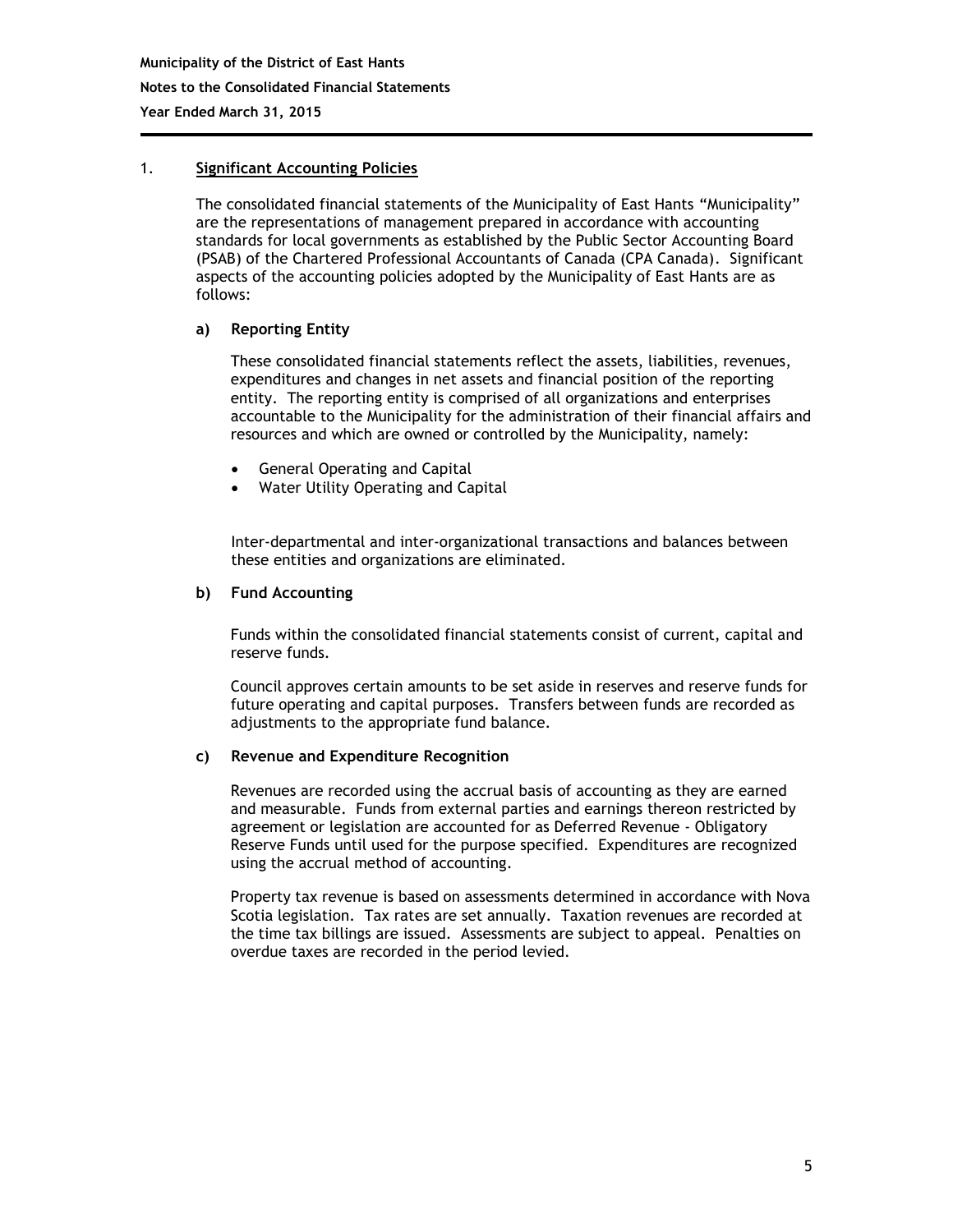## 1. Significant Accounting Policies

The consolidated financial statements of the Municipality of East Hants "Municipality" are the representations of management prepared in accordance with accounting standards for local governments as established by the Public Sector Accounting Board (PSAB) of the Chartered Professional Accountants of Canada (CPA Canada). Significant aspects of the accounting policies adopted by the Municipality of East Hants are as follows:

### a) Reporting Entity

These consolidated financial statements reflect the assets, liabilities, revenues, expenditures and changes in net assets and financial position of the reporting entity. The reporting entity is comprised of all organizations and enterprises accountable to the Municipality for the administration of their financial affairs and resources and which are owned or controlled by the Municipality, namely:

- General Operating and Capital
- Water Utility Operating and Capital

Inter-departmental and inter-organizational transactions and balances between these entities and organizations are eliminated.

### b) Fund Accounting

Funds within the consolidated financial statements consist of current, capital and reserve funds.

Council approves certain amounts to be set aside in reserves and reserve funds for future operating and capital purposes. Transfers between funds are recorded as adjustments to the appropriate fund balance.

### c) Revenue and Expenditure Recognition

Revenues are recorded using the accrual basis of accounting as they are earned and measurable. Funds from external parties and earnings thereon restricted by agreement or legislation are accounted for as Deferred Revenue - Obligatory Reserve Funds until used for the purpose specified. Expenditures are recognized using the accrual method of accounting.

Property tax revenue is based on assessments determined in accordance with Nova Scotia legislation. Tax rates are set annually. Taxation revenues are recorded at the time tax billings are issued. Assessments are subject to appeal. Penalties on overdue taxes are recorded in the period levied.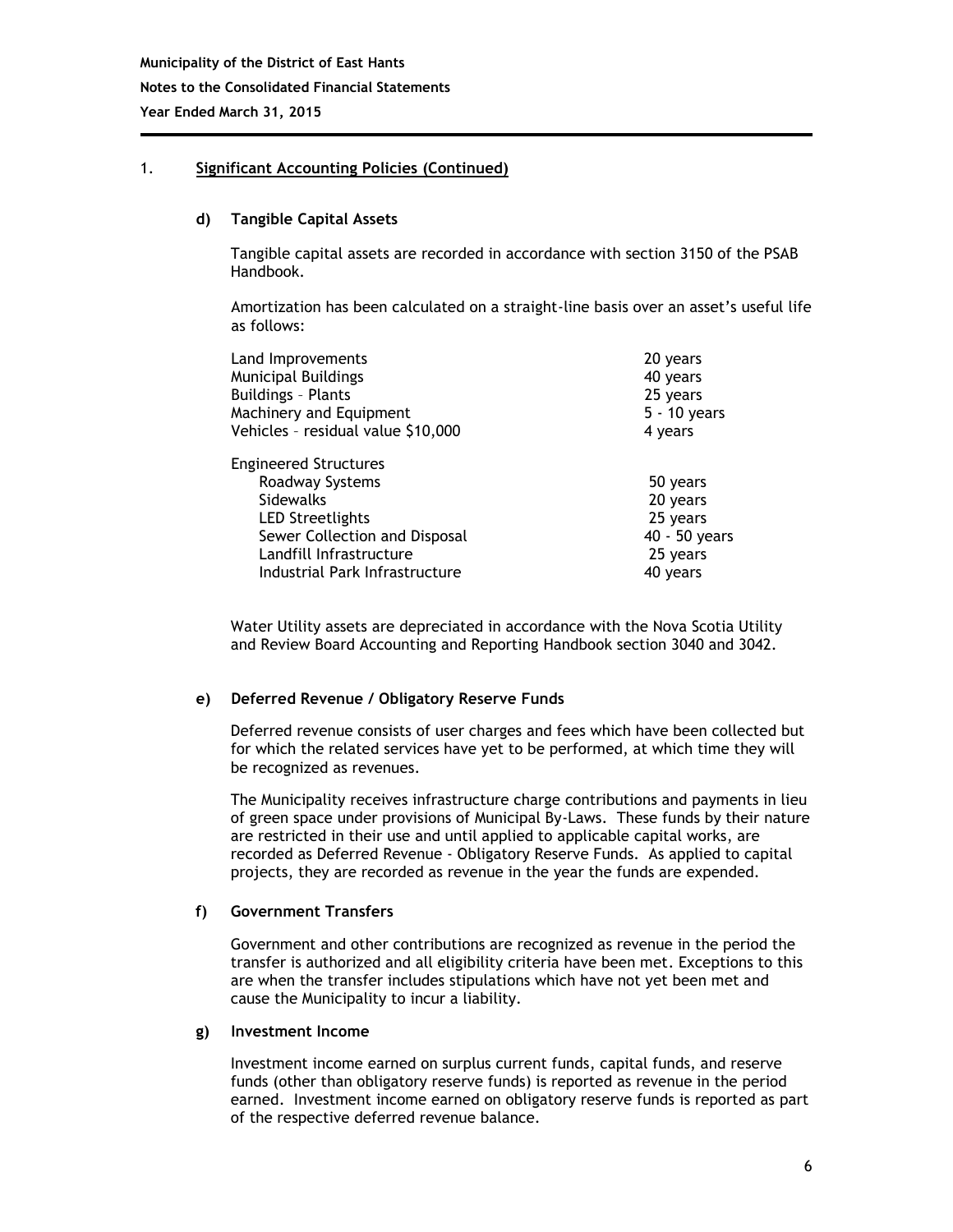Municipality of the District of East Hants

Notes to the Consolidated Financial Statements

Year Ended March 31, 2015

## 1. Significant Accounting Policies (Continued)

### d) Tangible Capital Assets

Tangible capital assets are recorded in accordance with section 3150 of the PSAB Handbook.

Amortization has been calculated on a straight-line basis over an asset's useful life as follows:

| | |
|---|---|
| Land Improvements | 20 years |
| Municipal Buildings | 40 years |
| Buildings – Plants | 25 years |
| Machinery and Equipment | 5 - 10 years |
| Vehicles – residual value $10,000 | 4 years |
| Engineered Structures | |
| Roadway Systems | 50 years |
| Sidewalks | 20 years |
| LED Streetlights | 25 years |
| Sewer Collection and Disposal | 40 - 50 years |
| Landfill Infrastructure | 25 years |
| Industrial Park Infrastructure | 40 years |

Water Utility assets are depreciated in accordance with the Nova Scotia Utility and Review Board Accounting and Reporting Handbook section 3040 and 3042.

### e) Deferred Revenue / Obligatory Reserve Funds

Deferred revenue consists of user charges and fees which have been collected but for which the related services have yet to be performed, at which time they will be recognized as revenues.

The Municipality receives infrastructure charge contributions and payments in lieu of green space under provisions of Municipal By-Laws. These funds by their nature are restricted in their use and until applied to applicable capital works, are recorded as Deferred Revenue - Obligatory Reserve Funds. As applied to capital projects, they are recorded as revenue in the year the funds are expended.

### f) Government Transfers

Government and other contributions are recognized as revenue in the period the transfer is authorized and all eligibility criteria have been met. Exceptions to this are when the transfer includes stipulations which have not yet been met and cause the Municipality to incur a liability.

### g) Investment Income

Investment income earned on surplus current funds, capital funds, and reserve funds (other than obligatory reserve funds) is reported as revenue in the period earned. Investment income earned on obligatory reserve funds is reported as part of the respective deferred revenue balance.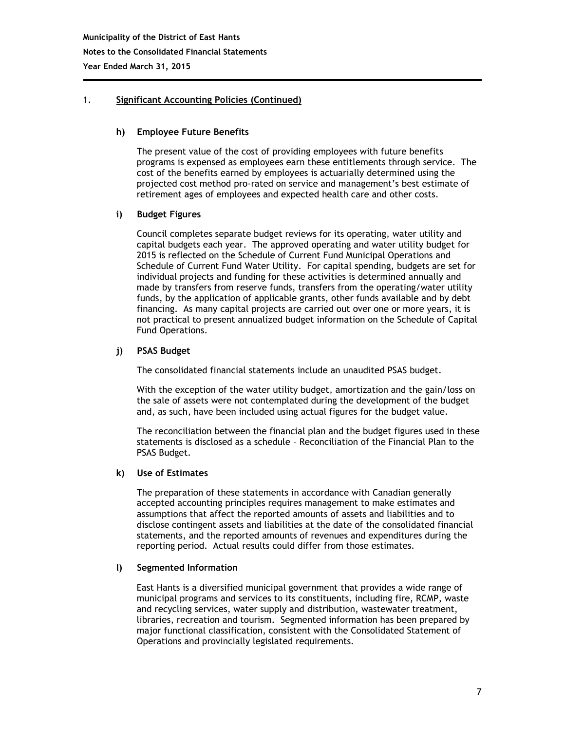## 1. Significant Accounting Policies (Continued)

### h) Employee Future Benefits

The present value of the cost of providing employees with future benefits programs is expensed as employees earn these entitlements through service. The cost of the benefits earned by employees is actuarially determined using the projected cost method pro-rated on service and management's best estimate of retirement ages of employees and expected health care and other costs.

### i) Budget Figures

Council completes separate budget reviews for its operating, water utility and capital budgets each year. The approved operating and water utility budget for 2015 is reflected on the Schedule of Current Fund Municipal Operations and Schedule of Current Fund Water Utility. For capital spending, budgets are set for individual projects and funding for these activities is determined annually and made by transfers from reserve funds, transfers from the operating/water utility funds, by the application of applicable grants, other funds available and by debt financing. As many capital projects are carried out over one or more years, it is not practical to present annualized budget information on the Schedule of Capital Fund Operations.

### j) PSAS Budget

The consolidated financial statements include an unaudited PSAS budget.

With the exception of the water utility budget, amortization and the gain/loss on the sale of assets were not contemplated during the development of the budget and, as such, have been included using actual figures for the budget value.

The reconciliation between the financial plan and the budget figures used in these statements is disclosed as a schedule – Reconciliation of the Financial Plan to the PSAS Budget.

### k) Use of Estimates

The preparation of these statements in accordance with Canadian generally accepted accounting principles requires management to make estimates and assumptions that affect the reported amounts of assets and liabilities and to disclose contingent assets and liabilities at the date of the consolidated financial statements, and the reported amounts of revenues and expenditures during the reporting period. Actual results could differ from those estimates.

### l) Segmented Information

East Hants is a diversified municipal government that provides a wide range of municipal programs and services to its constituents, including fire, RCMP, waste and recycling services, water supply and distribution, wastewater treatment, libraries, recreation and tourism. Segmented information has been prepared by major functional classification, consistent with the Consolidated Statement of Operations and provincially legislated requirements.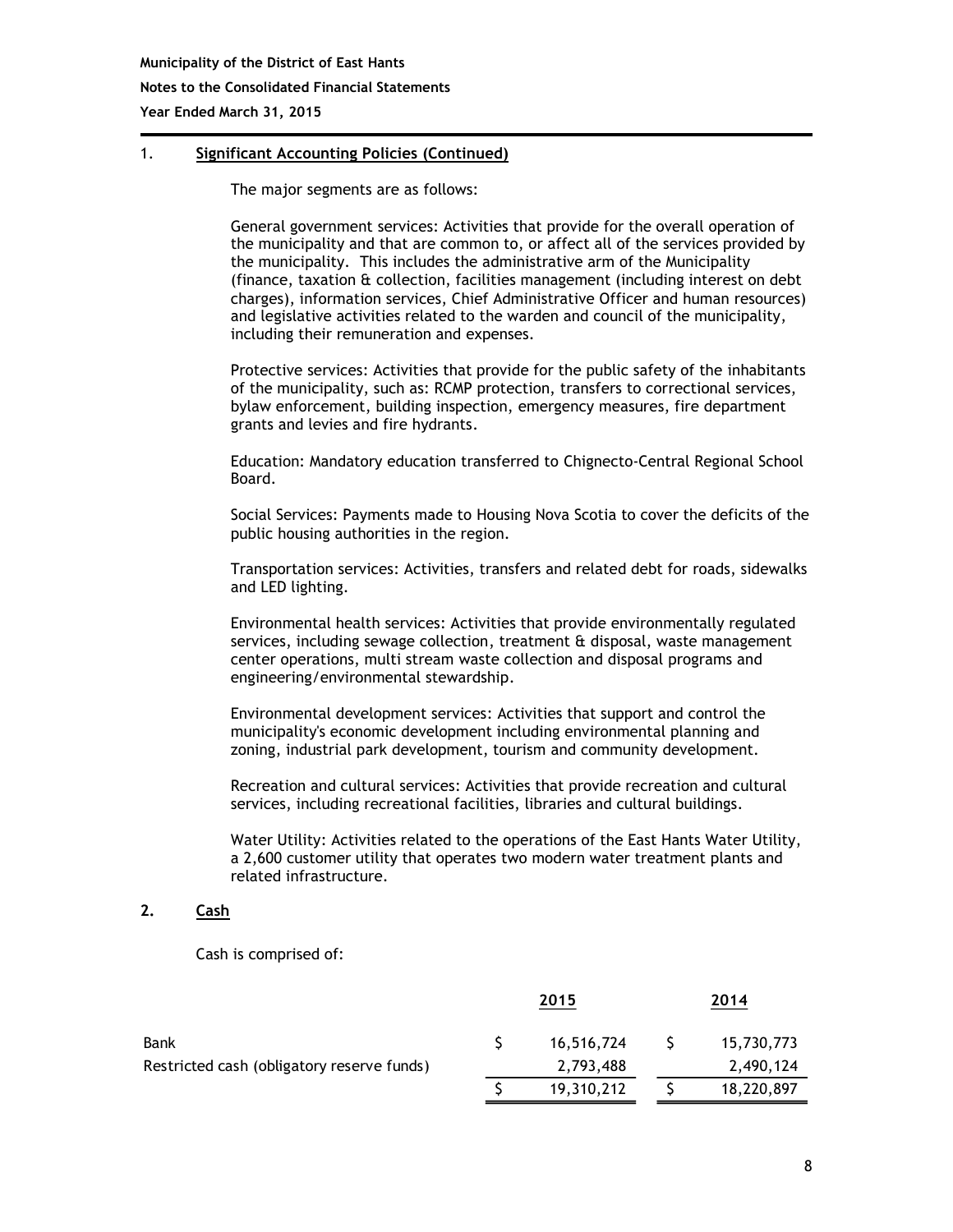## 1. Significant Accounting Policies (Continued)

The major segments are as follows:

General government services: Activities that provide for the overall operation of the municipality and that are common to, or affect all of the services provided by the municipality. This includes the administrative arm of the Municipality (finance, taxation & collection, facilities management (including interest on debt charges), information services, Chief Administrative Officer and human resources) and legislative activities related to the warden and council of the municipality, including their remuneration and expenses.

Protective services: Activities that provide for the public safety of the inhabitants of the municipality, such as: RCMP protection, transfers to correctional services, bylaw enforcement, building inspection, emergency measures, fire department grants and levies and fire hydrants.

Education: Mandatory education transferred to Chignecto-Central Regional School Board.

Social Services: Payments made to Housing Nova Scotia to cover the deficits of the public housing authorities in the region.

Transportation services: Activities, transfers and related debt for roads, sidewalks and LED lighting.

Environmental health services: Activities that provide environmentally regulated services, including sewage collection, treatment & disposal, waste management center operations, multi stream waste collection and disposal programs and engineering/environmental stewardship.

Environmental development services: Activities that support and control the municipality's economic development including environmental planning and zoning, industrial park development, tourism and community development.

Recreation and cultural services: Activities that provide recreation and cultural services, including recreational facilities, libraries and cultural buildings.

Water Utility: Activities related to the operations of the East Hants Water Utility, a 2,600 customer utility that operates two modern water treatment plants and related infrastructure.

## 2. Cash

Cash is comprised of:

| | 2015 | 2014 |
|---|---|---|
| Bank | $ 16,516,724 | $ 15,730,773 |
| Restricted cash (obligatory reserve funds) | 2,793,488 | 2,490,124 |
| | $ 19,310,212 | $ 18,220,897 |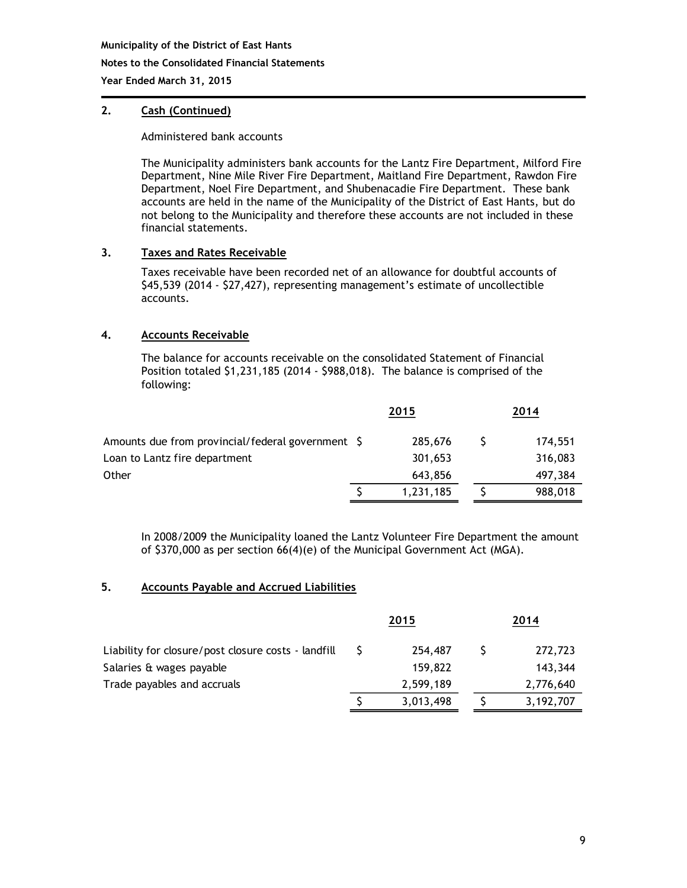## 2. Cash (Continued)

Administered bank accounts

The Municipality administers bank accounts for the Lantz Fire Department, Milford Fire Department, Nine Mile River Fire Department, Maitland Fire Department, Rawdon Fire Department, Noel Fire Department, and Shubenacadie Fire Department. These bank accounts are held in the name of the Municipality of the District of East Hants, but do not belong to the Municipality and therefore these accounts are not included in these financial statements.

## 3. Taxes and Rates Receivable

Taxes receivable have been recorded net of an allowance for doubtful accounts of $45,539 (2014 - $27,427), representing management's estimate of uncollectible accounts.

## 4. Accounts Receivable

The balance for accounts receivable on the consolidated Statement of Financial Position totaled $1,231,185 (2014 - $988,018). The balance is comprised of the following:

| | 2015 | 2014 |
|---|---|---|
| Amounts due from provincial/federal government | $ 285,676 | $ 174,551 |
| Loan to Lantz fire department | 301,653 | 316,083 |
| Other | 643,856 | 497,384 |
| | $ 1,231,185 | $ 988,018 |

In 2008/2009 the Municipality loaned the Lantz Volunteer Fire Department the amount of $370,000 as per section 66(4)(e) of the Municipal Government Act (MGA).

## 5. Accounts Payable and Accrued Liabilities

| | 2015 | 2014 |
|---|---|---|
| Liability for closure/post closure costs - landfill | $ 254,487 | $ 272,723 |
| Salaries & wages payable | 159,822 | 143,344 |
| Trade payables and accruals | 2,599,189 | 2,776,640 |
| | $ 3,013,498 | $ 3,192,707 |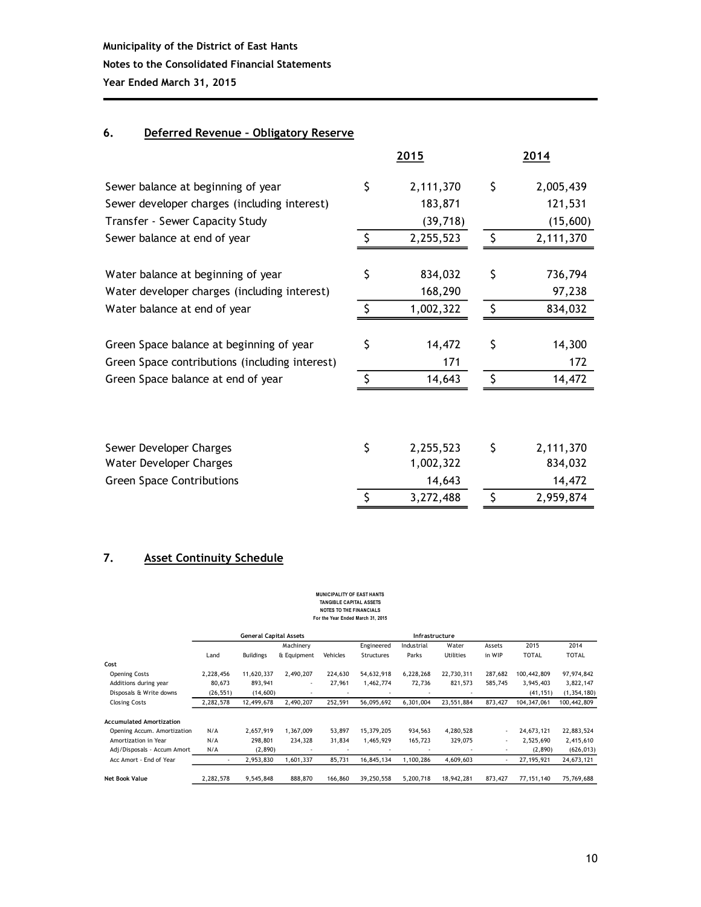**Municipality of the District of East Hants**

**Notes to the Consolidated Financial Statements**

**Year Ended March 31, 2015**

## 6. Deferred Revenue – Obligatory Reserve

| | 2015 | 2014 |
|---|---|---|
| Sewer balance at beginning of year | $ 2,111,370 | $ 2,005,439 |
| Sewer developer charges (including interest) | 183,871 | 121,531 |
| Transfer - Sewer Capacity Study | (39,718) | (15,600) |
| Sewer balance at end of year | $ 2,255,523 | $ 2,111,370 |
| | | |
| Water balance at beginning of year | $ 834,032 | $ 736,794 |
| Water developer charges (including interest) | 168,290 | 97,238 |
| Water balance at end of year | $ 1,002,322 | $ 834,032 |
| | | |
| Green Space balance at beginning of year | $ 14,472 | $ 14,300 |
| Green Space contributions (including interest) | 171 | 172 |
| Green Space balance at end of year | $ 14,643 | $ 14,472 |

| | 2015 | 2014 |
|---|---|---|
| Sewer Developer Charges | $ 2,255,523 | $ 2,111,370 |
| Water Developer Charges | 1,002,322 | 834,032 |
| Green Space Contributions | 14,643 | 14,472 |
| | $ 3,272,488 | $ 2,959,874 |

## 7. Asset Continuity Schedule

**MUNICIPALITY OF EAST HANTS**
**TANGIBLE CAPITAL ASSETS**
**NOTES TO THE FINANCIALS**
**For the Year Ended March 31, 2015**

| | General Capital Assets | | | | Infrastructure | | | | | |
|---|---|---|---|---|---|---|---|---|---|---|
| | Land | Buildings | Machinery & Equipment | Vehicles | Engineered Structures | Industrial Parks | Water Utilities | Assets in WIP | 2015 TOTAL | 2014 TOTAL |
| **Cost** | | | | | | | | | | |
| Opening Costs | 2,228,456 | 11,620,337 | 2,490,207 | 224,630 | 54,632,918 | 6,228,268 | 22,730,311 | 287,682 | 100,442,809 | 97,974,842 |
| Additions during year | 80,673 | 893,941 | - | 27,961 | 1,462,774 | 72,736 | 821,573 | 585,745 | 3,945,403 | 3,822,147 |
| Disposals & Write downs | (26,551) | (14,600) | - | - | - | - | - | | (41,151) | (1,354,180) |
| Closing Costs | 2,282,578 | 12,499,678 | 2,490,207 | 252,591 | 56,095,692 | 6,301,004 | 23,551,884 | 873,427 | 104,347,061 | 100,442,809 |
| **Accumulated Amortization** | | | | | | | | | | |
| Opening Accum. Amortization | N/A | 2,657,919 | 1,367,009 | 53,897 | 15,379,205 | 934,563 | 4,280,528 | - | 24,673,121 | 22,883,524 |
| Amortization in Year | N/A | 298,801 | 234,328 | 31,834 | 1,465,929 | 165,723 | 329,075 | - | 2,525,690 | 2,415,610 |
| Adj/Disposals - Accum Amort | N/A | (2,890) | - | - | - | - | - | - | (2,890) | (626,013) |
| Acc Amort - End of Year | - | 2,953,830 | 1,601,337 | 85,731 | 16,845,134 | 1,100,286 | 4,609,603 | - | 27,195,921 | 24,673,121 |
| **Net Book Value** | 2,282,578 | 9,545,848 | 888,870 | 166,860 | 39,250,558 | 5,200,718 | 18,942,281 | 873,427 | 77,151,140 | 75,769,688 |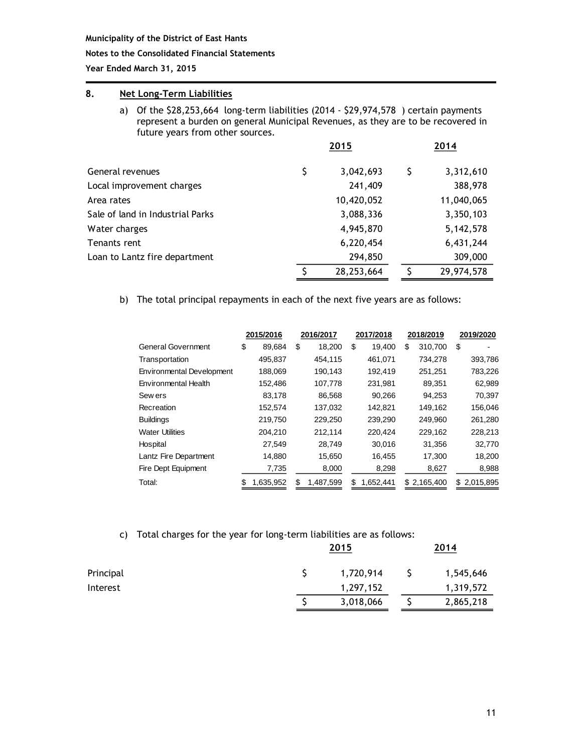**Municipality of the District of East Hants**

**Notes to the Consolidated Financial Statements**

**Year Ended March 31, 2015**

## 8. Net Long-Term Liabilities

a) Of the $28,253,664 long-term liabilities (2014 - $29,974,578 ) certain payments represent a burden on general Municipal Revenues, as they are to be recovered in future years from other sources.

| | 2015 | 2014 |
|---|---|---|
| General revenues | $ 3,042,693 | $ 3,312,610 |
| Local improvement charges | 241,409 | 388,978 |
| Area rates | 10,420,052 | 11,040,065 |
| Sale of land in Industrial Parks | 3,088,336 | 3,350,103 |
| Water charges | 4,945,870 | 5,142,578 |
| Tenants rent | 6,220,454 | 6,431,244 |
| Loan to Lantz fire department | 294,850 | 309,000 |
| | $ 28,253,664 | $ 29,974,578 |

b) The total principal repayments in each of the next five years are as follows:

| | 2015/2016 | 2016/2017 | 2017/2018 | 2018/2019 | 2019/2020 |
|---|---|---|---|---|---|
| General Government | $ 89,684 | $ 18,200 | $ 19,400 | $ 310,700 | $ - |
| Transportation | 495,837 | 454,115 | 461,071 | 734,278 | 393,786 |
| Environmental Development | 188,069 | 190,143 | 192,419 | 251,251 | 783,226 |
| Environmental Health | 152,486 | 107,778 | 231,981 | 89,351 | 62,989 |
| Sewers | 83,178 | 86,568 | 90,266 | 94,253 | 70,397 |
| Recreation | 152,574 | 137,032 | 142,821 | 149,162 | 156,046 |
| Buildings | 219,750 | 229,250 | 239,290 | 249,960 | 261,280 |
| Water Utilities | 204,210 | 212,114 | 220,424 | 229,162 | 228,213 |
| Hospital | 27,549 | 28,749 | 30,016 | 31,356 | 32,770 |
| Lantz Fire Department | 14,880 | 15,650 | 16,455 | 17,300 | 18,200 |
| Fire Dept Equipment | 7,735 | 8,000 | 8,298 | 8,627 | 8,988 |
| Total: | $ 1,635,952 | $ 1,487,599 | $ 1,652,441 | $ 2,165,400 | $ 2,015,895 |

c) Total charges for the year for long-term liabilities are as follows:

| | 2015 | 2014 |
|---|---|---|
| Principal | $ 1,720,914 | $ 1,545,646 |
| Interest | 1,297,152 | 1,319,572 |
| | $ 3,018,066 | $ 2,865,218 |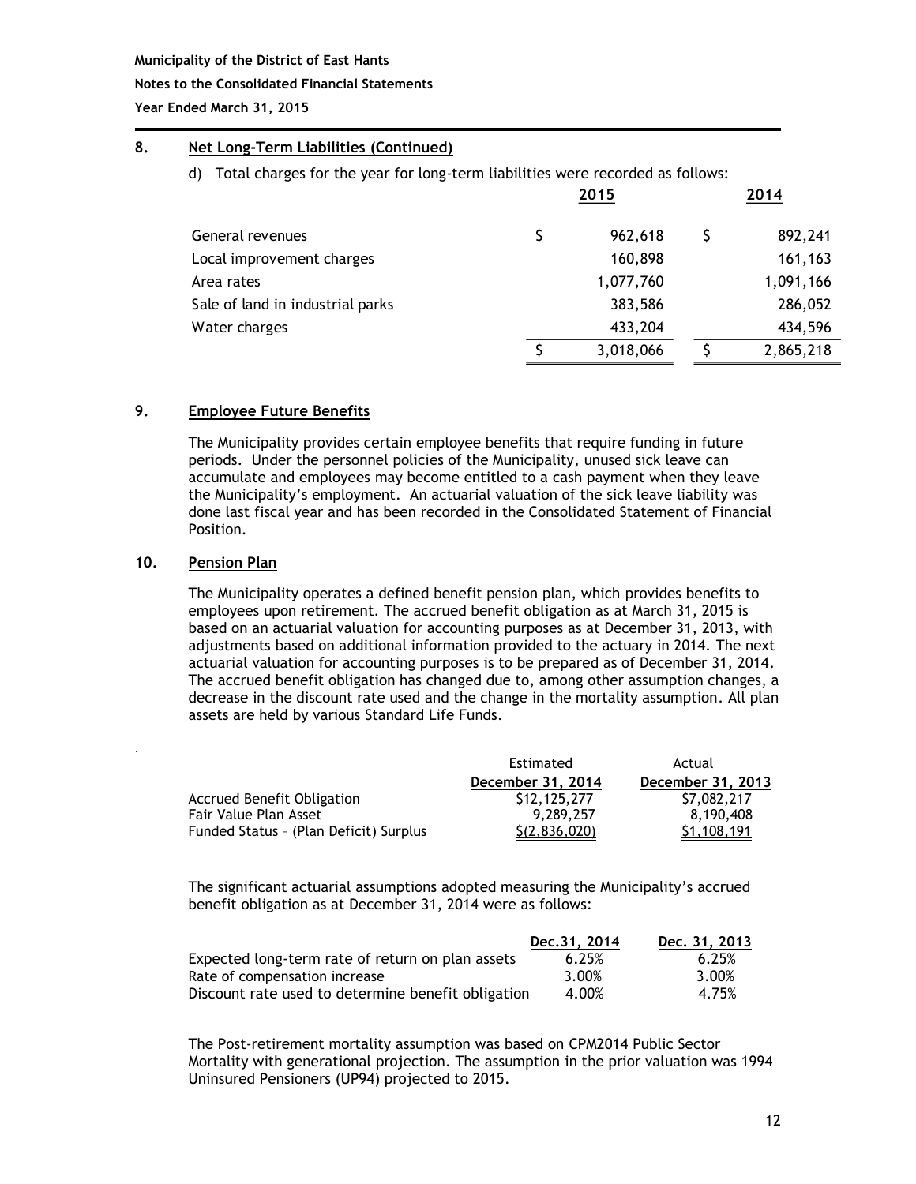## 8. Net Long-Term Liabilities (Continued)

d) Total charges for the year for long-term liabilities were recorded as follows:

| | 2015 | 2014 |
|---|---|---|
| General revenues | $ 962,618 | $ 892,241 |
| Local improvement charges | 160,898 | 161,163 |
| Area rates | 1,077,760 | 1,091,166 |
| Sale of land in industrial parks | 383,586 | 286,052 |
| Water charges | 433,204 | 434,596 |
| | $ 3,018,066 | $ 2,865,218 |

## 9. Employee Future Benefits

The Municipality provides certain employee benefits that require funding in future periods. Under the personnel policies of the Municipality, unused sick leave can accumulate and employees may become entitled to a cash payment when they leave the Municipality's employment. An actuarial valuation of the sick leave liability was done last fiscal year and has been recorded in the Consolidated Statement of Financial Position.

## 10. Pension Plan

The Municipality operates a defined benefit pension plan, which provides benefits to employees upon retirement. The accrued benefit obligation as at March 31, 2015 is based on an actuarial valuation for accounting purposes as at December 31, 2013, with adjustments based on additional information provided to the actuary in 2014. The next actuarial valuation for accounting purposes is to be prepared as of December 31, 2014. The accrued benefit obligation has changed due to, among other assumption changes, a decrease in the discount rate used and the change in the mortality assumption. All plan assets are held by various Standard Life Funds.

| | Estimated December 31, 2014 | Actual December 31, 2013 |
|---|---|---|
| Accrued Benefit Obligation | $12,125,277 | $7,082,217 |
| Fair Value Plan Asset | 9,289,257 | 8,190,408 |
| Funded Status – (Plan Deficit) Surplus | $(2,836,020) | $1,108,191 |

The significant actuarial assumptions adopted measuring the Municipality's accrued benefit obligation as at December 31, 2014 were as follows:

| | Dec.31, 2014 | Dec. 31, 2013 |
|---|---|---|
| Expected long-term rate of return on plan assets | 6.25% | 6.25% |
| Rate of compensation increase | 3.00% | 3.00% |
| Discount rate used to determine benefit obligation | 4.00% | 4.75% |

The Post-retirement mortality assumption was based on CPM2014 Public Sector Mortality with generational projection. The assumption in the prior valuation was 1994 Uninsured Pensioners (UP94) projected to 2015.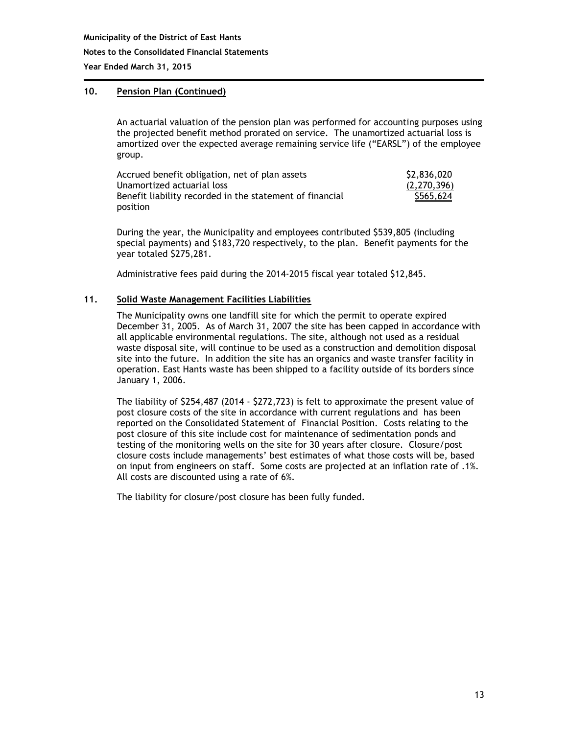## 10. Pension Plan (Continued)

An actuarial valuation of the pension plan was performed for accounting purposes using the projected benefit method prorated on service. The unamortized actuarial loss is amortized over the expected average remaining service life ("EARSL") of the employee group.

| | |
|---|---|
| Accrued benefit obligation, net of plan assets | $2,836,020 |
| Unamortized actuarial loss | (2,270,396) |
| Benefit liability recorded in the statement of financial position | $565,624 |

During the year, the Municipality and employees contributed $539,805 (including special payments) and $183,720 respectively, to the plan. Benefit payments for the year totaled $275,281.

Administrative fees paid during the 2014-2015 fiscal year totaled $12,845.

## 11. Solid Waste Management Facilities Liabilities

The Municipality owns one landfill site for which the permit to operate expired December 31, 2005. As of March 31, 2007 the site has been capped in accordance with all applicable environmental regulations. The site, although not used as a residual waste disposal site, will continue to be used as a construction and demolition disposal site into the future. In addition the site has an organics and waste transfer facility in operation. East Hants waste has been shipped to a facility outside of its borders since January 1, 2006.

The liability of $254,487 (2014 - $272,723) is felt to approximate the present value of post closure costs of the site in accordance with current regulations and has been reported on the Consolidated Statement of Financial Position. Costs relating to the post closure of this site include cost for maintenance of sedimentation ponds and testing of the monitoring wells on the site for 30 years after closure. Closure/post closure costs include managements' best estimates of what those costs will be, based on input from engineers on staff. Some costs are projected at an inflation rate of .1%. All costs are discounted using a rate of 6%.

The liability for closure/post closure has been fully funded.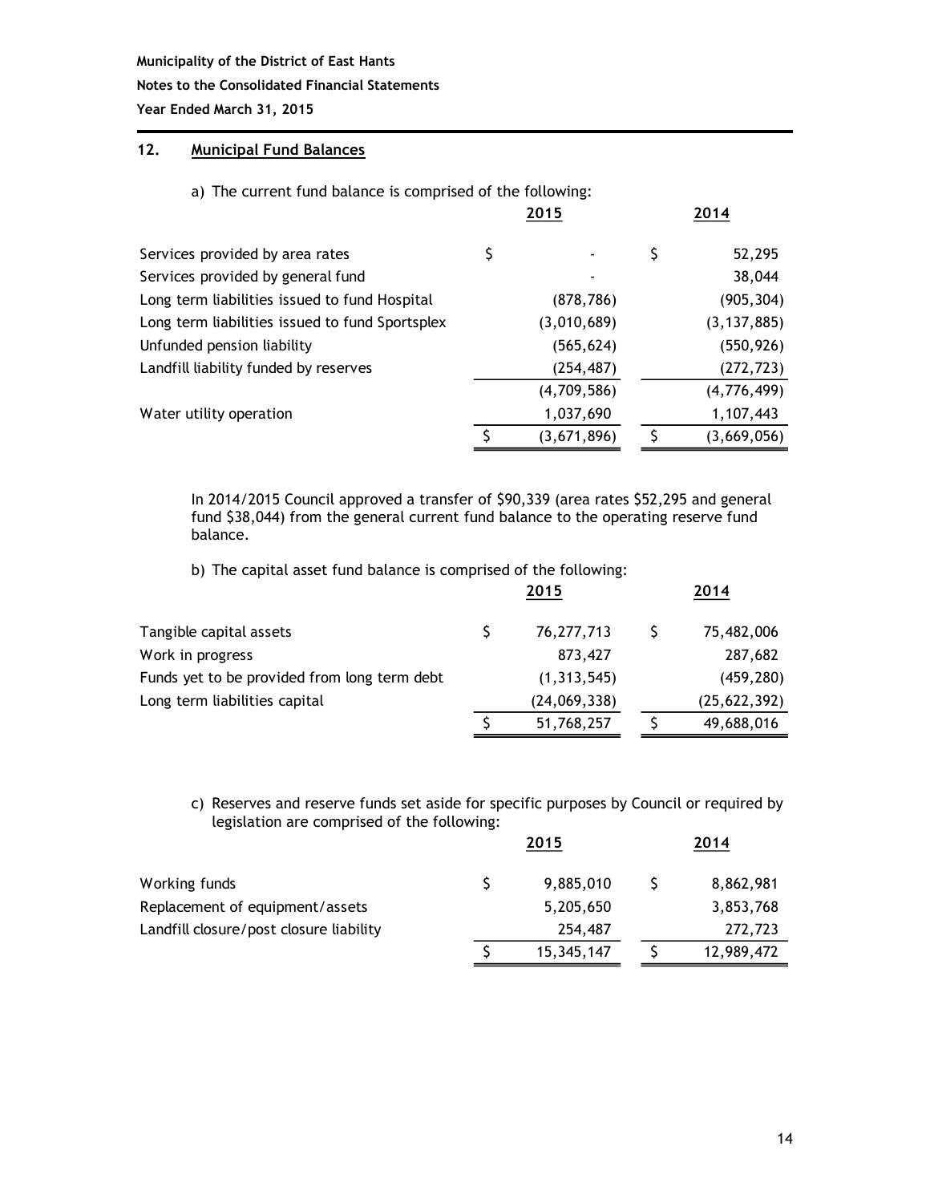## 12. Municipal Fund Balances

a) The current fund balance is comprised of the following:

| | 2015 | 2014 |
|---|---|---|
| Services provided by area rates | $ - | $ 52,295 |
| Services provided by general fund | - | 38,044 |
| Long term liabilities issued to fund Hospital | (878,786) | (905,304) |
| Long term liabilities issued to fund Sportsplex | (3,010,689) | (3,137,885) |
| Unfunded pension liability | (565,624) | (550,926) |
| Landfill liability funded by reserves | (254,487) | (272,723) |
| | (4,709,586) | (4,776,499) |
| Water utility operation | 1,037,690 | 1,107,443 |
| | $ (3,671,896) | $ (3,669,056) |

In 2014/2015 Council approved a transfer of $90,339 (area rates $52,295 and general fund $38,044) from the general current fund balance to the operating reserve fund balance.

b) The capital asset fund balance is comprised of the following:

| | 2015 | 2014 |
|---|---|---|
| Tangible capital assets | $ 76,277,713 | $ 75,482,006 |
| Work in progress | 873,427 | 287,682 |
| Funds yet to be provided from long term debt | (1,313,545) | (459,280) |
| Long term liabilities capital | (24,069,338) | (25,622,392) |
| | $ 51,768,257 | $ 49,688,016 |

c) Reserves and reserve funds set aside for specific purposes by Council or required by legislation are comprised of the following:

| | 2015 | 2014 |
|---|---|---|
| Working funds | $ 9,885,010 | $ 8,862,981 |
| Replacement of equipment/assets | 5,205,650 | 3,853,768 |
| Landfill closure/post closure liability | 254,487 | 272,723 |
| | $ 15,345,147 | $ 12,989,472 |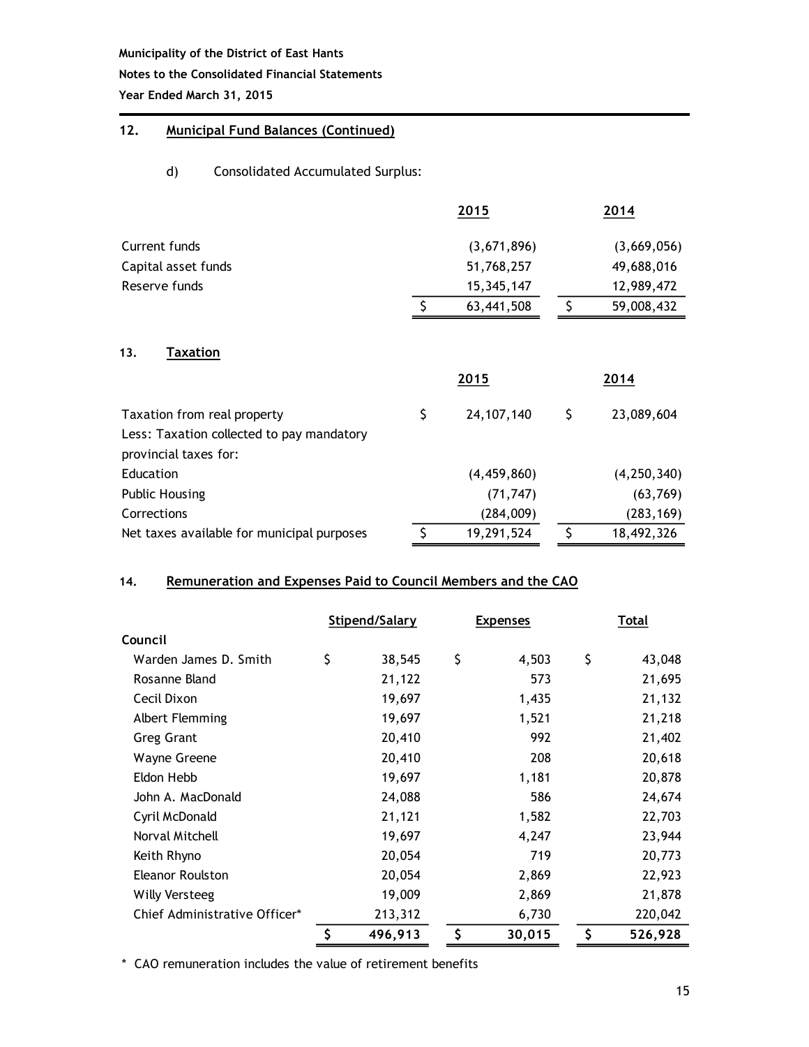## 12. Municipal Fund Balances (Continued)

d) Consolidated Accumulated Surplus:

| | 2015 | 2014 |
|---|---|---|
| Current funds | (3,671,896) | (3,669,056) |
| Capital asset funds | 51,768,257 | 49,688,016 |
| Reserve funds | 15,345,147 | 12,989,472 |
| | $ 63,441,508 | $ 59,008,432 |

## 13. Taxation

| | 2015 | 2014 |
|---|---|---|
| Taxation from real property | $ 24,107,140 | $ 23,089,604 |
| Less: Taxation collected to pay mandatory provincial taxes for: | | |
| Education | (4,459,860) | (4,250,340) |
| Public Housing | (71,747) | (63,769) |
| Corrections | (284,009) | (283,169) |
| Net taxes available for municipal purposes | $ 19,291,524 | $ 18,492,326 |

## 14. Remuneration and Expenses Paid to Council Members and the CAO

| | Stipend/Salary | Expenses | Total |
|---|---|---|---|
| **Council** | | | |
| Warden James D. Smith | $ 38,545 | $ 4,503 | $ 43,048 |
| Rosanne Bland | 21,122 | 573 | 21,695 |
| Cecil Dixon | 19,697 | 1,435 | 21,132 |
| Albert Flemming | 19,697 | 1,521 | 21,218 |
| Greg Grant | 20,410 | 992 | 21,402 |
| Wayne Greene | 20,410 | 208 | 20,618 |
| Eldon Hebb | 19,697 | 1,181 | 20,878 |
| John A. MacDonald | 24,088 | 586 | 24,674 |
| Cyril McDonald | 21,121 | 1,582 | 22,703 |
| Norval Mitchell | 19,697 | 4,247 | 23,944 |
| Keith Rhyno | 20,054 | 719 | 20,773 |
| Eleanor Roulston | 20,054 | 2,869 | 22,923 |
| Willy Versteeg | 19,009 | 2,869 | 21,878 |
| Chief Administrative Officer* | 213,312 | 6,730 | 220,042 |
| | **$ 496,913** | **$ 30,015** | **$ 526,928** |

* CAO remuneration includes the value of retirement benefits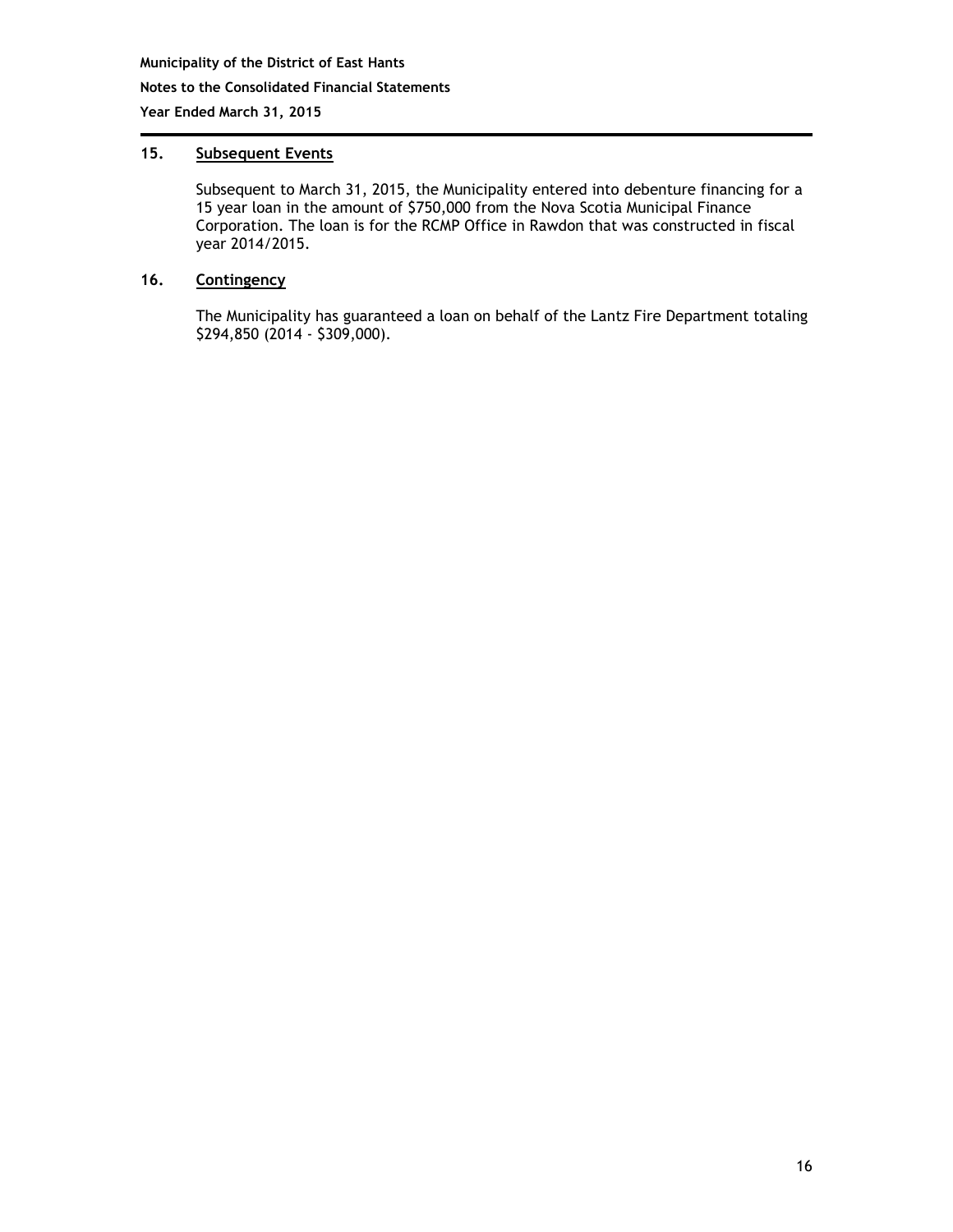## 15. Subsequent Events

Subsequent to March 31, 2015, the Municipality entered into debenture financing for a 15 year loan in the amount of $750,000 from the Nova Scotia Municipal Finance Corporation. The loan is for the RCMP Office in Rawdon that was constructed in fiscal year 2014/2015.

## 16. Contingency

The Municipality has guaranteed a loan on behalf of the Lantz Fire Department totaling $294,850 (2014 - $309,000).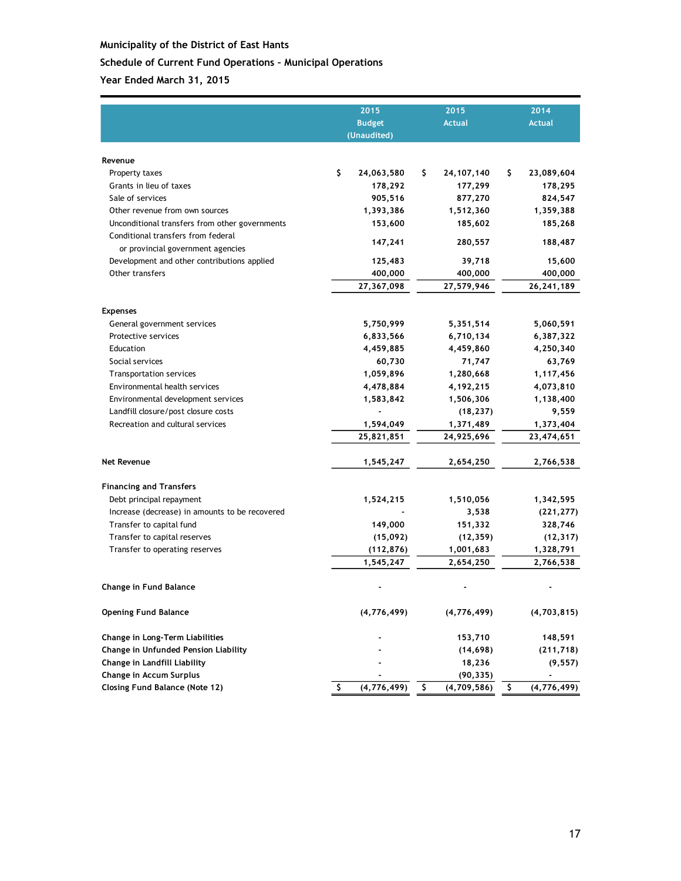# Municipality of the District of East Hants

## Schedule of Current Fund Operations – Municipal Operations

### Year Ended March 31, 2015

| | 2015 Budget (Unaudited) | 2015 Actual | 2014 Actual |
|---|---|---|---|
| **Revenue** | | | |
| Property taxes | $ 24,063,580 | $ 24,107,140 | $ 23,089,604 |
| Grants in lieu of taxes | 178,292 | 177,299 | 178,295 |
| Sale of services | 905,516 | 877,270 | 824,547 |
| Other revenue from own sources | 1,393,386 | 1,512,360 | 1,359,388 |
| Unconditional transfers from other governments | 153,600 | 185,602 | 185,268 |
| Conditional transfers from federal or provincial government agencies | 147,241 | 280,557 | 188,487 |
| Development and other contributions applied | 125,483 | 39,718 | 15,600 |
| Other transfers | 400,000 | 400,000 | 400,000 |
| | 27,367,098 | 27,579,946 | 26,241,189 |
| **Expenses** | | | |
| General government services | 5,750,999 | 5,351,514 | 5,060,591 |
| Protective services | 6,833,566 | 6,710,134 | 6,387,322 |
| Education | 4,459,885 | 4,459,860 | 4,250,340 |
| Social services | 60,730 | 71,747 | 63,769 |
| Transportation services | 1,059,896 | 1,280,668 | 1,117,456 |
| Environmental health services | 4,478,884 | 4,192,215 | 4,073,810 |
| Environmental development services | 1,583,842 | 1,506,306 | 1,138,400 |
| Landfill closure/post closure costs | - | (18,237) | 9,559 |
| Recreation and cultural services | 1,594,049 | 1,371,489 | 1,373,404 |
| | 25,821,851 | 24,925,696 | 23,474,651 |
| **Net Revenue** | 1,545,247 | 2,654,250 | 2,766,538 |
| **Financing and Transfers** | | | |
| Debt principal repayment | 1,524,215 | 1,510,056 | 1,342,595 |
| Increase (decrease) in amounts to be recovered | - | 3,538 | (221,277) |
| Transfer to capital fund | 149,000 | 151,332 | 328,746 |
| Transfer to capital reserves | (15,092) | (12,359) | (12,317) |
| Transfer to operating reserves | (112,876) | 1,001,683 | 1,328,791 |
| | 1,545,247 | 2,654,250 | 2,766,538 |
| **Change in Fund Balance** | - | - | - |
| **Opening Fund Balance** | (4,776,499) | (4,776,499) | (4,703,815) |
| **Change in Long-Term Liabilities** | - | 153,710 | 148,591 |
| **Change in Unfunded Pension Liability** | - | (14,698) | (211,718) |
| **Change in Landfill Liability** | - | 18,236 | (9,557) |
| **Change in Accum Surplus** | - | (90,335) | - |
| **Closing Fund Balance (Note 12)** | $ (4,776,499) | $ (4,709,586) | $ (4,776,499) |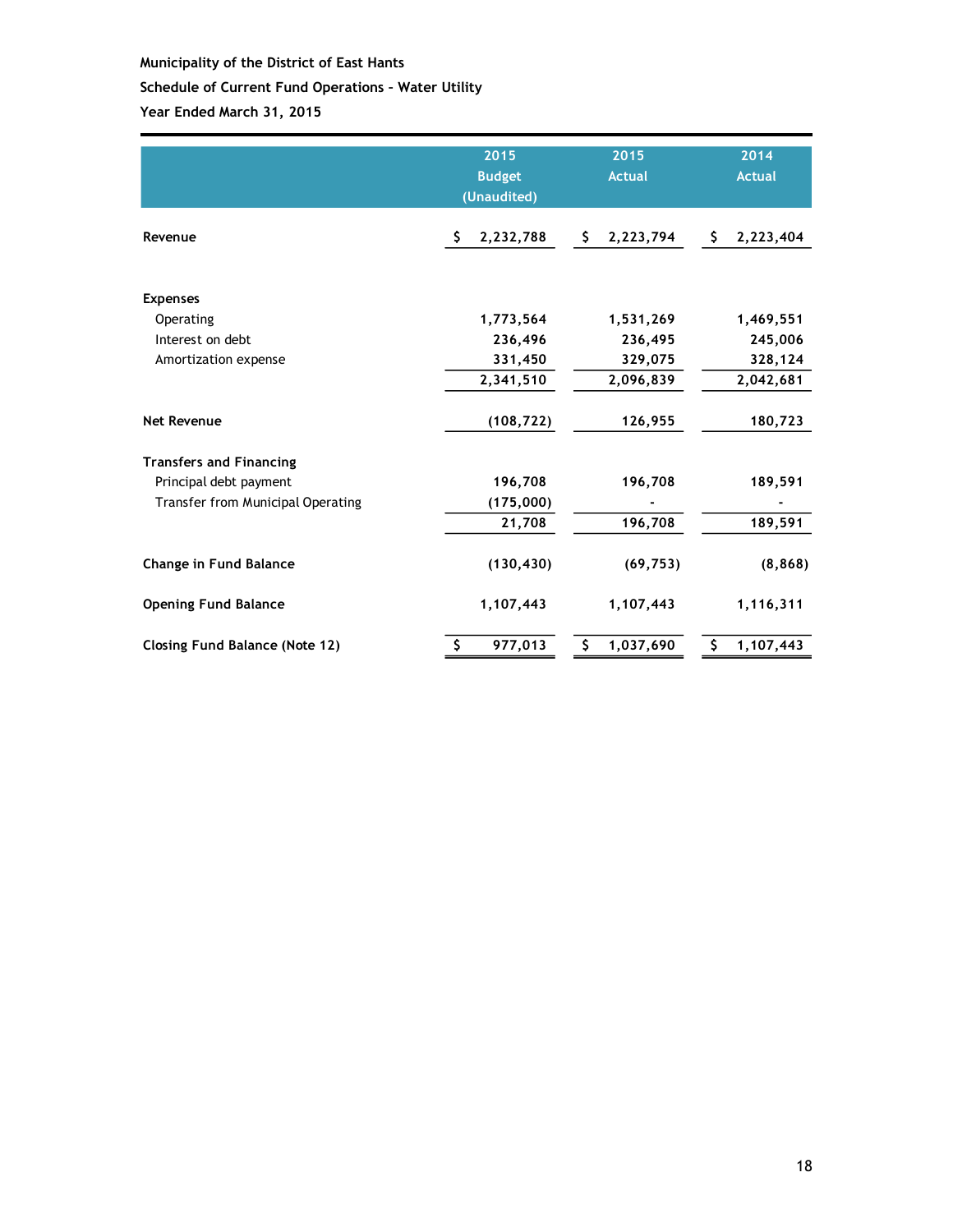**Municipality of the District of East Hants**

**Schedule of Current Fund Operations - Water Utility**

**Year Ended March 31, 2015**

| | 2015 Budget (Unaudited) | 2015 Actual | 2014 Actual |
|---|---|---|---|
| **Revenue** | $ 2,232,788 | $ 2,223,794 | $ 2,223,404 |
| | | | |
| **Expenses** | | | |
| Operating | 1,773,564 | 1,531,269 | 1,469,551 |
| Interest on debt | 236,496 | 236,495 | 245,006 |
| Amortization expense | 331,450 | 329,075 | 328,124 |
| | 2,341,510 | 2,096,839 | 2,042,681 |
| | | | |
| **Net Revenue** | (108,722) | 126,955 | 180,723 |
| | | | |
| **Transfers and Financing** | | | |
| Principal debt payment | 196,708 | 196,708 | 189,591 |
| Transfer from Municipal Operating | (175,000) | - | - |
| | 21,708 | 196,708 | 189,591 |
| | | | |
| **Change in Fund Balance** | (130,430) | (69,753) | (8,868) |
| | | | |
| **Opening Fund Balance** | 1,107,443 | 1,107,443 | 1,116,311 |
| | | | |
| **Closing Fund Balance (Note 12)** | $ 977,013 | $ 1,037,690 | $ 1,107,443 |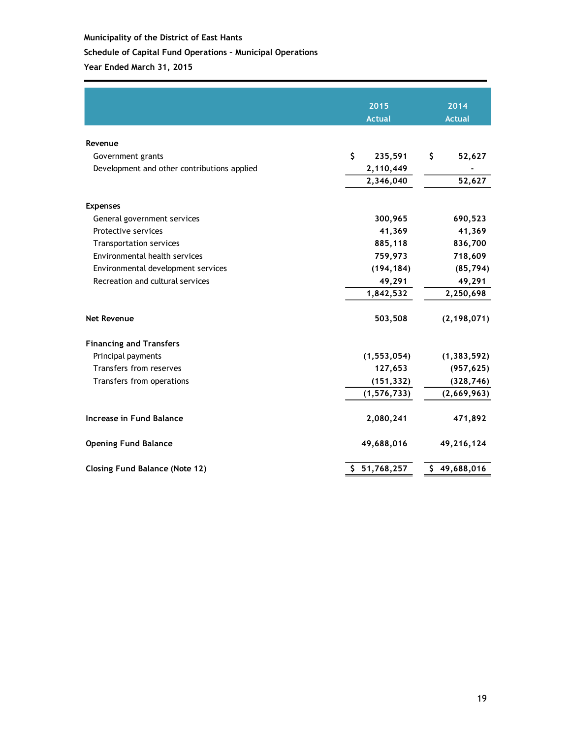**Municipality of the District of East Hants**

**Schedule of Capital Fund Operations – Municipal Operations**

**Year Ended March 31, 2015**

| | 2015 Actual | 2014 Actual |
|---|---|---|
| **Revenue** | | |
| Government grants | $ 235,591 | $ 52,627 |
| Development and other contributions applied | 2,110,449 | - |
| | 2,346,040 | 52,627 |
| **Expenses** | | |
| General government services | 300,965 | 690,523 |
| Protective services | 41,369 | 41,369 |
| Transportation services | 885,118 | 836,700 |
| Environmental health services | 759,973 | 718,609 |
| Environmental development services | (194,184) | (85,794) |
| Recreation and cultural services | 49,291 | 49,291 |
| | 1,842,532 | 2,250,698 |
| **Net Revenue** | 503,508 | (2,198,071) |
| **Financing and Transfers** | | |
| Principal payments | (1,553,054) | (1,383,592) |
| Transfers from reserves | 127,653 | (957,625) |
| Transfers from operations | (151,332) | (328,746) |
| | (1,576,733) | (2,669,963) |
| **Increase in Fund Balance** | 2,080,241 | 471,892 |
| **Opening Fund Balance** | 49,688,016 | 49,216,124 |
| **Closing Fund Balance (Note 12)** | $ 51,768,257 | $ 49,688,016 |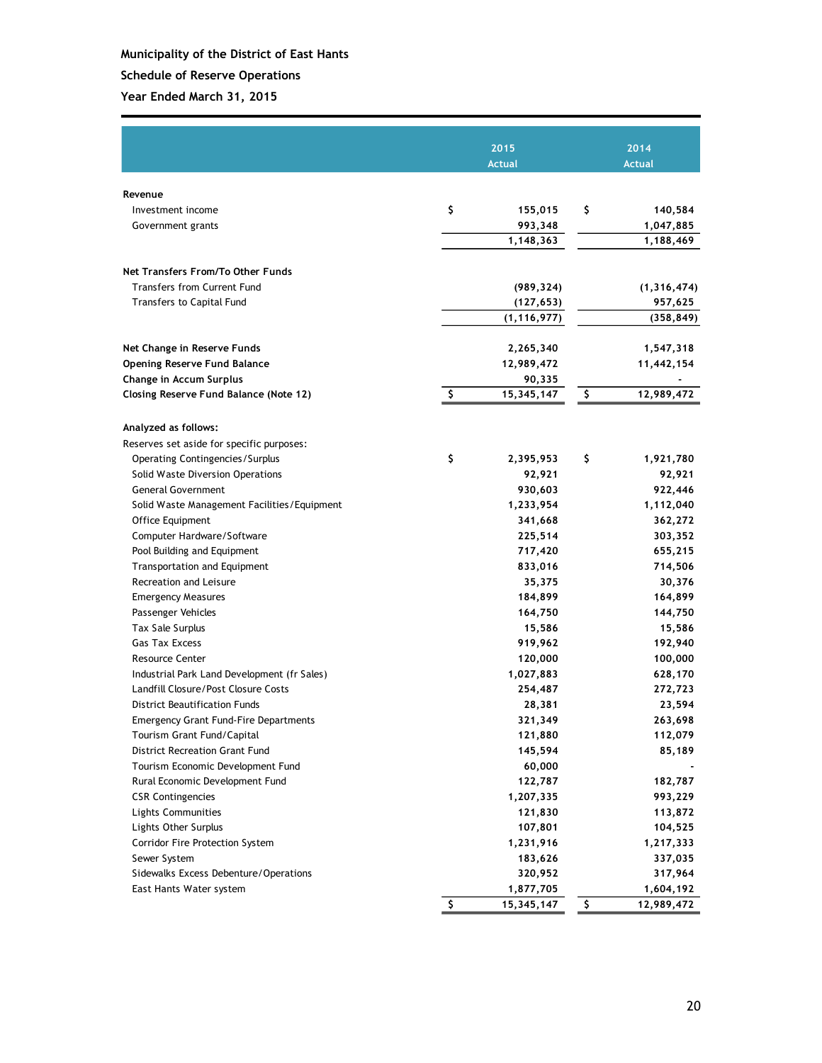**Municipality of the District of East Hants**

**Schedule of Reserve Operations**

**Year Ended March 31, 2015**

| | 2015 Actual | 2014 Actual |
|---|---|---|
| **Revenue** | | |
| Investment income | $ 155,015 | $ 140,584 |
| Government grants | 993,348 | 1,047,885 |
| | 1,148,363 | 1,188,469 |
| **Net Transfers From/To Other Funds** | | |
| Transfers from Current Fund | (989,324) | (1,316,474) |
| Transfers to Capital Fund | (127,653) | 957,625 |
| | (1,116,977) | (358,849) |
| **Net Change in Reserve Funds** | 2,265,340 | 1,547,318 |
| **Opening Reserve Fund Balance** | 12,989,472 | 11,442,154 |
| **Change in Accum Surplus** | 90,335 | - |
| **Closing Reserve Fund Balance (Note 12)** | $ 15,345,147 | $ 12,989,472 |
| **Analyzed as follows:** | | |
| Reserves set aside for specific purposes: | | |
| Operating Contingencies/Surplus | $ 2,395,953 | $ 1,921,780 |
| Solid Waste Diversion Operations | 92,921 | 92,921 |
| General Government | 930,603 | 922,446 |
| Solid Waste Management Facilities/Equipment | 1,233,954 | 1,112,040 |
| Office Equipment | 341,668 | 362,272 |
| Computer Hardware/Software | 225,514 | 303,352 |
| Pool Building and Equipment | 717,420 | 655,215 |
| Transportation and Equipment | 833,016 | 714,506 |
| Recreation and Leisure | 35,375 | 30,376 |
| Emergency Measures | 184,899 | 164,899 |
| Passenger Vehicles | 164,750 | 144,750 |
| Tax Sale Surplus | 15,586 | 15,586 |
| Gas Tax Excess | 919,962 | 192,940 |
| Resource Center | 120,000 | 100,000 |
| Industrial Park Land Development (fr Sales) | 1,027,883 | 628,170 |
| Landfill Closure/Post Closure Costs | 254,487 | 272,723 |
| District Beautification Funds | 28,381 | 23,594 |
| Emergency Grant Fund-Fire Departments | 321,349 | 263,698 |
| Tourism Grant Fund/Capital | 121,880 | 112,079 |
| District Recreation Grant Fund | 145,594 | 85,189 |
| Tourism Economic Development Fund | 60,000 | - |
| Rural Economic Development Fund | 122,787 | 182,787 |
| CSR Contingencies | 1,207,335 | 993,229 |
| Lights Communities | 121,830 | 113,872 |
| Lights Other Surplus | 107,801 | 104,525 |
| Corridor Fire Protection System | 1,231,916 | 1,217,333 |
| Sewer System | 183,626 | 337,035 |
| Sidewalks Excess Debenture/Operations | 320,952 | 317,964 |
| East Hants Water system | 1,877,705 | 1,604,192 |
| | $ 15,345,147 | $ 12,989,472 |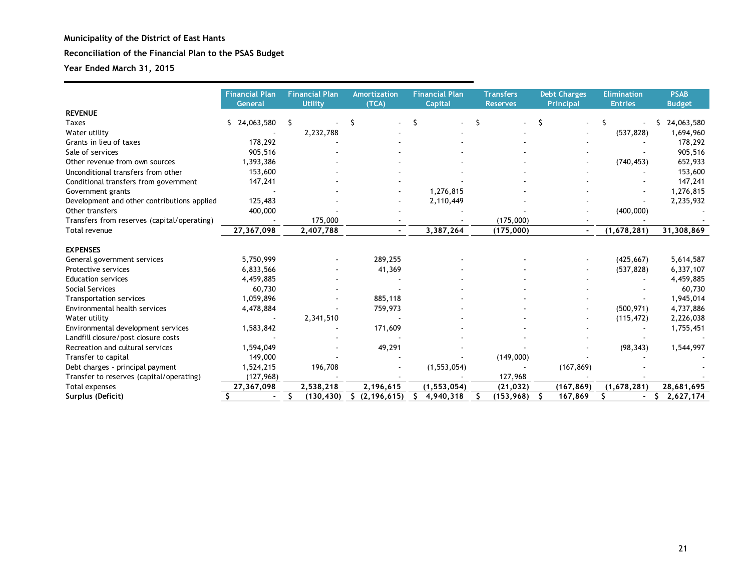**Municipality of the District of East Hants**

**Reconciliation of the Financial Plan to the PSAS Budget**

**Year Ended March 31, 2015**

| | Financial Plan General | Financial Plan Utility | Amortization (TCA) | Financial Plan Capital | Transfers Reserves | Debt Charges Principal | Elimination Entries | PSAB Budget |
|---|---|---|---|---|---|---|---|---|
| **REVENUE** | | | | | | | | |
| Taxes | $ 24,063,580 | $ - | $ - | $ - | $ - | $ - | $ - | $ 24,063,580 |
| Water utility | - | 2,232,788 | - | - | - | - | (537,828) | 1,694,960 |
| Grants in lieu of taxes | 178,292 | - | - | - | - | - | - | 178,292 |
| Sale of services | 905,516 | - | - | - | - | - | - | 905,516 |
| Other revenue from own sources | 1,393,386 | - | - | - | - | - | (740,453) | 652,933 |
| Unconditional transfers from other | 153,600 | - | - | - | - | - | - | 153,600 |
| Conditional transfers from government | 147,241 | - | - | - | - | - | - | 147,241 |
| Government grants | - | - | - | 1,276,815 | - | - | - | 1,276,815 |
| Development and other contributions applied | 125,483 | - | - | 2,110,449 | - | - | - | 2,235,932 |
| Other transfers | 400,000 | - | - | - | - | - | (400,000) | - |
| Transfers from reserves (capital/operating) | - | 175,000 | - | - | (175,000) | - | - | - |
| Total revenue | 27,367,098 | 2,407,788 | - | 3,387,264 | (175,000) | - | (1,678,281) | 31,308,869 |
| **EXPENSES** | | | | | | | | |
| General government services | 5,750,999 | - | 289,255 | - | - | - | (425,667) | 5,614,587 |
| Protective services | 6,833,566 | - | 41,369 | - | - | - | (537,828) | 6,337,107 |
| Education services | 4,459,885 | - | - | - | - | - | - | 4,459,885 |
| Social Services | 60,730 | - | - | - | - | - | - | 60,730 |
| Transportation services | 1,059,896 | - | 885,118 | - | - | - | - | 1,945,014 |
| Environmental health services | 4,478,884 | - | 759,973 | - | - | - | (500,971) | 4,737,886 |
| Water utility | - | 2,341,510 | - | - | - | - | (115,472) | 2,226,038 |
| Environmental development services | 1,583,842 | - | 171,609 | - | - | - | - | 1,755,451 |
| Landfill closure/post closure costs | - | - | - | - | - | - | - | - |
| Recreation and cultural services | 1,594,049 | - | 49,291 | - | - | - | (98,343) | 1,544,997 |
| Transfer to capital | 149,000 | - | - | - | (149,000) | - | - | - |
| Debt charges - principal payment | 1,524,215 | 196,708 | - | (1,553,054) | - | (167,869) | - | - |
| Transfer to reserves (capital/operating) | (127,968) | - | - | - | 127,968 | - | - | - |
| Total expenses | 27,367,098 | 2,538,218 | 2,196,615 | (1,553,054) | (21,032) | (167,869) | (1,678,281) | 28,681,695 |
| **Surplus (Deficit)** | $ - | $ (130,430) | $ (2,196,615) | $ 4,940,318 | $ (153,968) | $ 167,869 | $ - | $ 2,627,174 |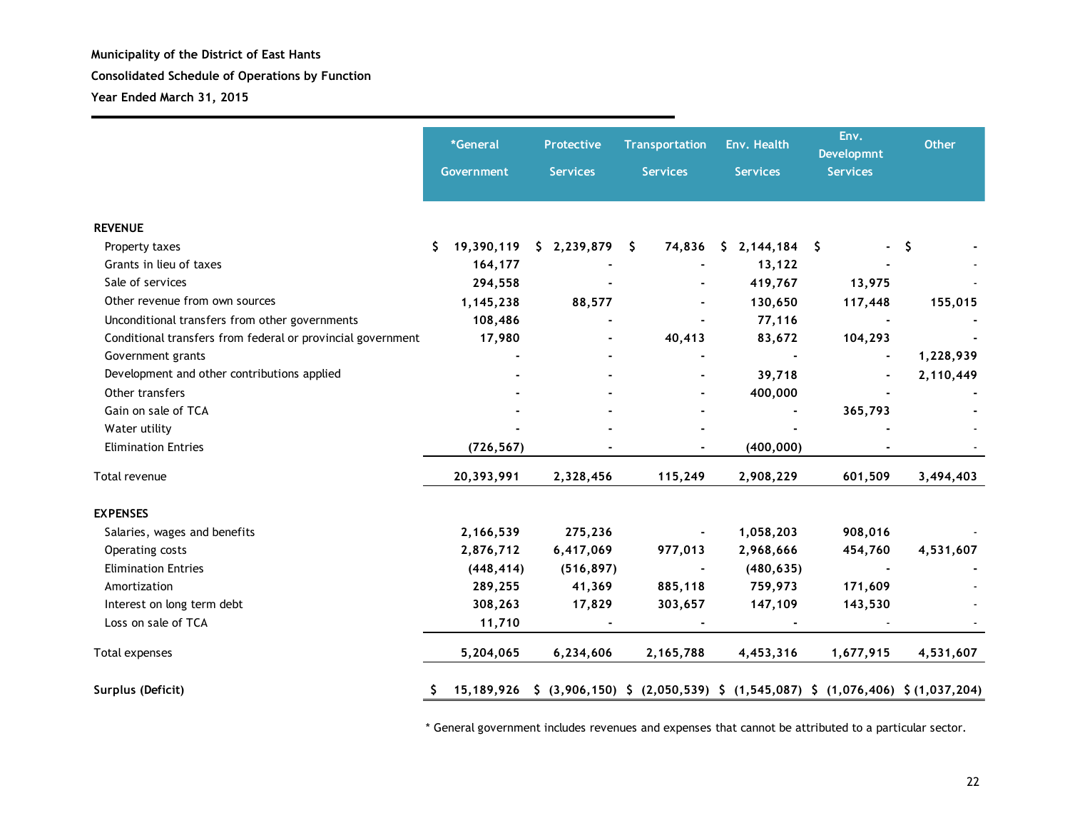**Municipality of the District of East Hants**

**Consolidated Schedule of Operations by Function**

**Year Ended March 31, 2015**

| | *General Government | Protective Services | Transportation Services | Env. Health Services | Env. Developmnt Services | Other |
|---|---|---|---|---|---|---|
| **REVENUE** | | | | | | |
| Property taxes | $ 19,390,119 | $ 2,239,879 | $ 74,836 | $ 2,144,184 | $ - | $ - |
| Grants in lieu of taxes | 164,177 | - | - | 13,122 | - | - |
| Sale of services | 294,558 | - | - | 419,767 | 13,975 | - |
| Other revenue from own sources | 1,145,238 | 88,577 | - | 130,650 | 117,448 | 155,015 |
| Unconditional transfers from other governments | 108,486 | - | - | 77,116 | - | - |
| Conditional transfers from federal or provincial government | 17,980 | - | 40,413 | 83,672 | 104,293 | - |
| Government grants | - | - | - | - | - | 1,228,939 |
| Development and other contributions applied | - | - | - | 39,718 | - | 2,110,449 |
| Other transfers | - | - | - | 400,000 | - | - |
| Gain on sale of TCA | - | - | - | - | 365,793 | - |
| Water utility | - | - | - | - | - | - |
| Elimination Entries | (726,567) | - | - | (400,000) | - | - |
| Total revenue | 20,393,991 | 2,328,456 | 115,249 | 2,908,229 | 601,509 | 3,494,403 |
| **EXPENSES** | | | | | | |
| Salaries, wages and benefits | 2,166,539 | 275,236 | - | 1,058,203 | 908,016 | - |
| Operating costs | 2,876,712 | 6,417,069 | 977,013 | 2,968,666 | 454,760 | 4,531,607 |
| Elimination Entries | (448,414) | (516,897) | - | (480,635) | - | - |
| Amortization | 289,255 | 41,369 | 885,118 | 759,973 | 171,609 | - |
| Interest on long term debt | 308,263 | 17,829 | 303,657 | 147,109 | 143,530 | - |
| Loss on sale of TCA | 11,710 | - | - | - | - | - |
| Total expenses | 5,204,065 | 6,234,606 | 2,165,788 | 4,453,316 | 1,677,915 | 4,531,607 |
| **Surplus (Deficit)** | $ 15,189,926 | $ (3,906,150) | $ (2,050,539) | $ (1,545,087) | $ (1,076,406) | $ (1,037,204) |

* General government includes revenues and expenses that cannot be attributed to a particular sector.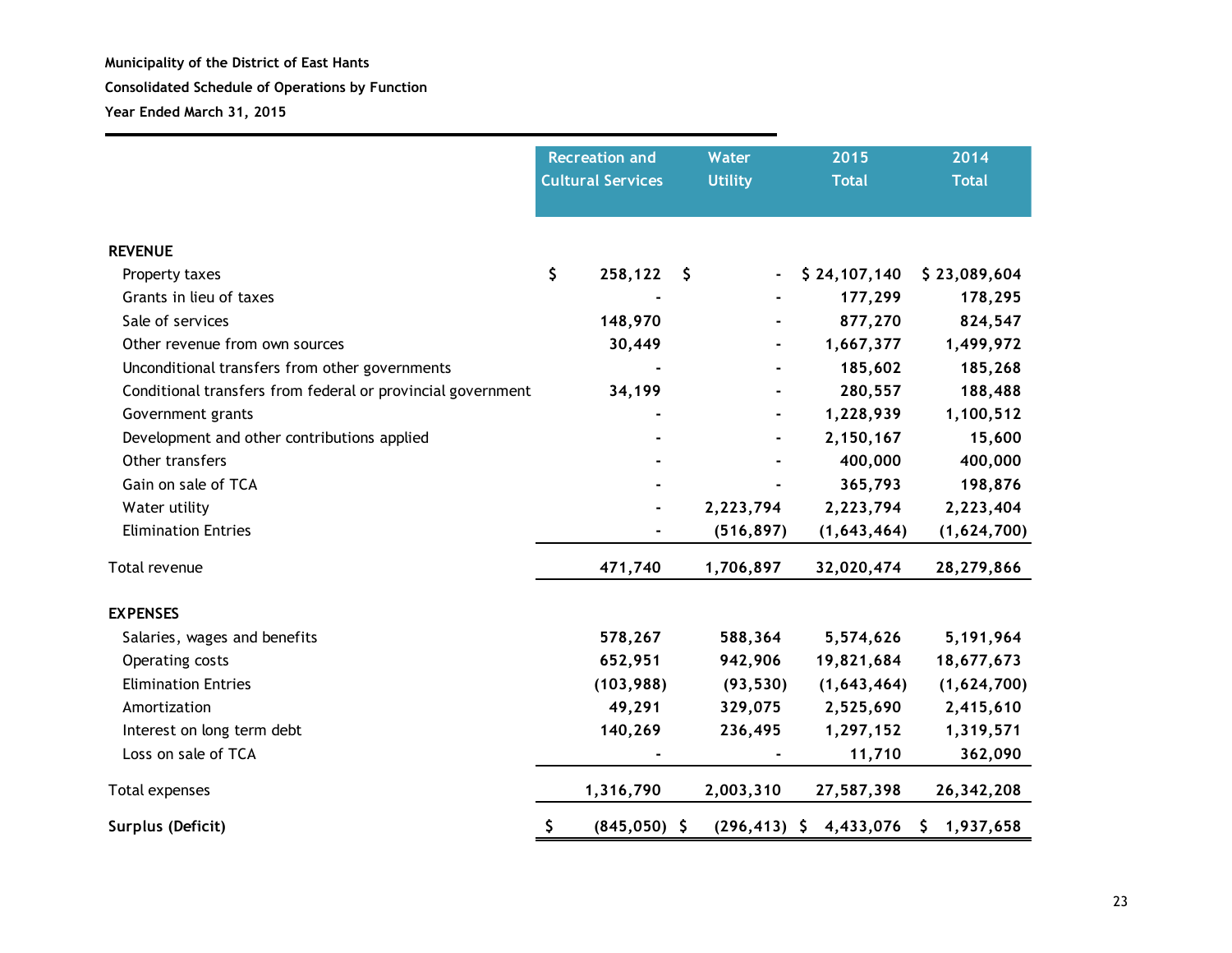**Municipality of the District of East Hants**

**Consolidated Schedule of Operations by Function**

**Year Ended March 31, 2015**

| | Recreation and Cultural Services | Water Utility | 2015 Total | 2014 Total |
|---|---|---|---|---|
| **REVENUE** | | | | |
| Property taxes | $ 258,122 | $ - | $ 24,107,140 | $ 23,089,604 |
| Grants in lieu of taxes | - | - | 177,299 | 178,295 |
| Sale of services | 148,970 | - | 877,270 | 824,547 |
| Other revenue from own sources | 30,449 | - | 1,667,377 | 1,499,972 |
| Unconditional transfers from other governments | - | - | 185,602 | 185,268 |
| Conditional transfers from federal or provincial government | 34,199 | - | 280,557 | 188,488 |
| Government grants | - | - | 1,228,939 | 1,100,512 |
| Development and other contributions applied | - | - | 2,150,167 | 15,600 |
| Other transfers | - | - | 400,000 | 400,000 |
| Gain on sale of TCA | - | - | 365,793 | 198,876 |
| Water utility | - | 2,223,794 | 2,223,794 | 2,223,404 |
| Elimination Entries | - | (516,897) | (1,643,464) | (1,624,700) |
| Total revenue | 471,740 | 1,706,897 | 32,020,474 | 28,279,866 |
| **EXPENSES** | | | | |
| Salaries, wages and benefits | 578,267 | 588,364 | 5,574,626 | 5,191,964 |
| Operating costs | 652,951 | 942,906 | 19,821,684 | 18,677,673 |
| Elimination Entries | (103,988) | (93,530) | (1,643,464) | (1,624,700) |
| Amortization | 49,291 | 329,075 | 2,525,690 | 2,415,610 |
| Interest on long term debt | 140,269 | 236,495 | 1,297,152 | 1,319,571 |
| Loss on sale of TCA | - | - | 11,710 | 362,090 |
| Total expenses | 1,316,790 | 2,003,310 | 27,587,398 | 26,342,208 |
| **Surplus (Deficit)** | $ (845,050) | $ (296,413) | $ 4,433,076 | $ 1,937,658 |